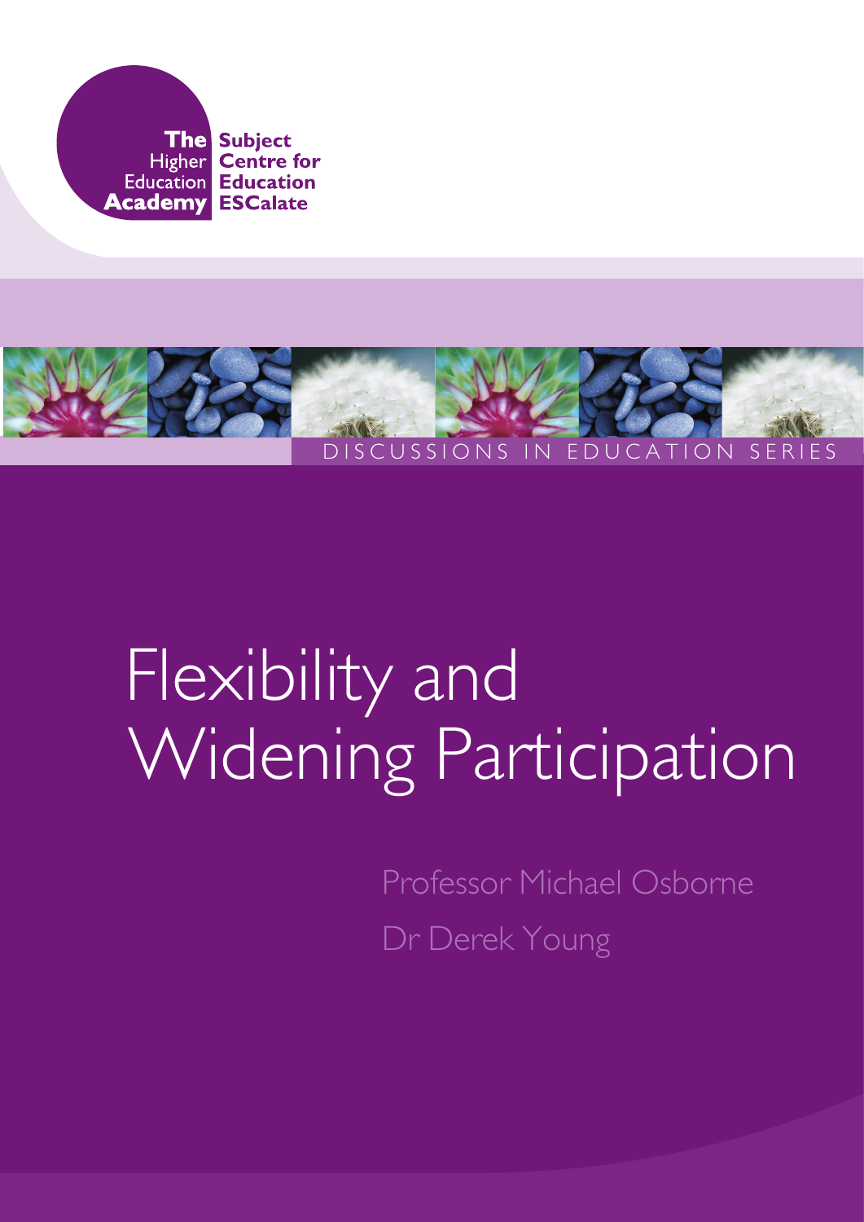The Higher Education Academy

Subject Centre for Education ESCalate

DISCUSSIONS IN EDUCATION SERIES

# Flexibility and Widening Participation

Professor Michael Osborne

Dr Derek Young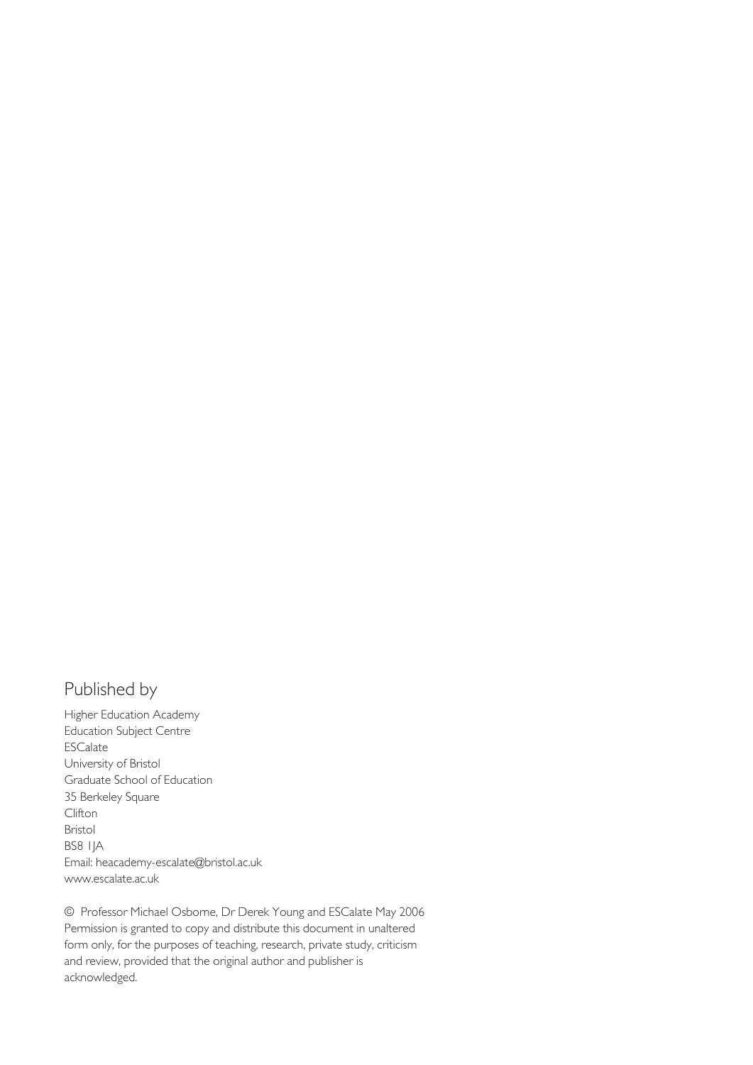## Published by

Higher Education Academy
Education Subject Centre
ESCalate
University of Bristol
Graduate School of Education
35 Berkeley Square
Clifton
Bristol
BS8 1JA
Email: heacademy-escalate@bristol.ac.uk
www.escalate.ac.uk

© Professor Michael Osborne, Dr Derek Young and ESCalate May 2006
Permission is granted to copy and distribute this document in unaltered form only, for the purposes of teaching, research, private study, criticism and review, provided that the original author and publisher is acknowledged.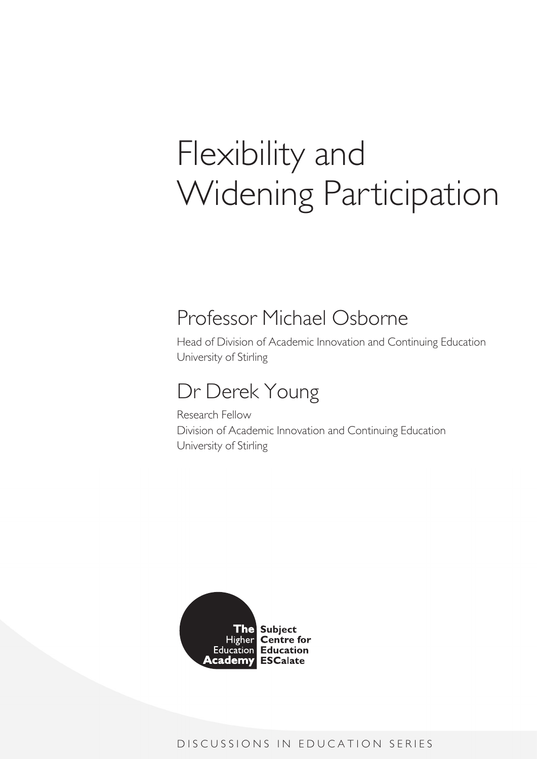# Flexibility and Widening Participation

## Professor Michael Osborne

Head of Division of Academic Innovation and Continuing Education
University of Stirling

## Dr Derek Young

Research Fellow
Division of Academic Innovation and Continuing Education
University of Stirling

**The** Higher Education **Academy** **Subject Centre for Education ESCalate**

DISCUSSIONS IN EDUCATION SERIES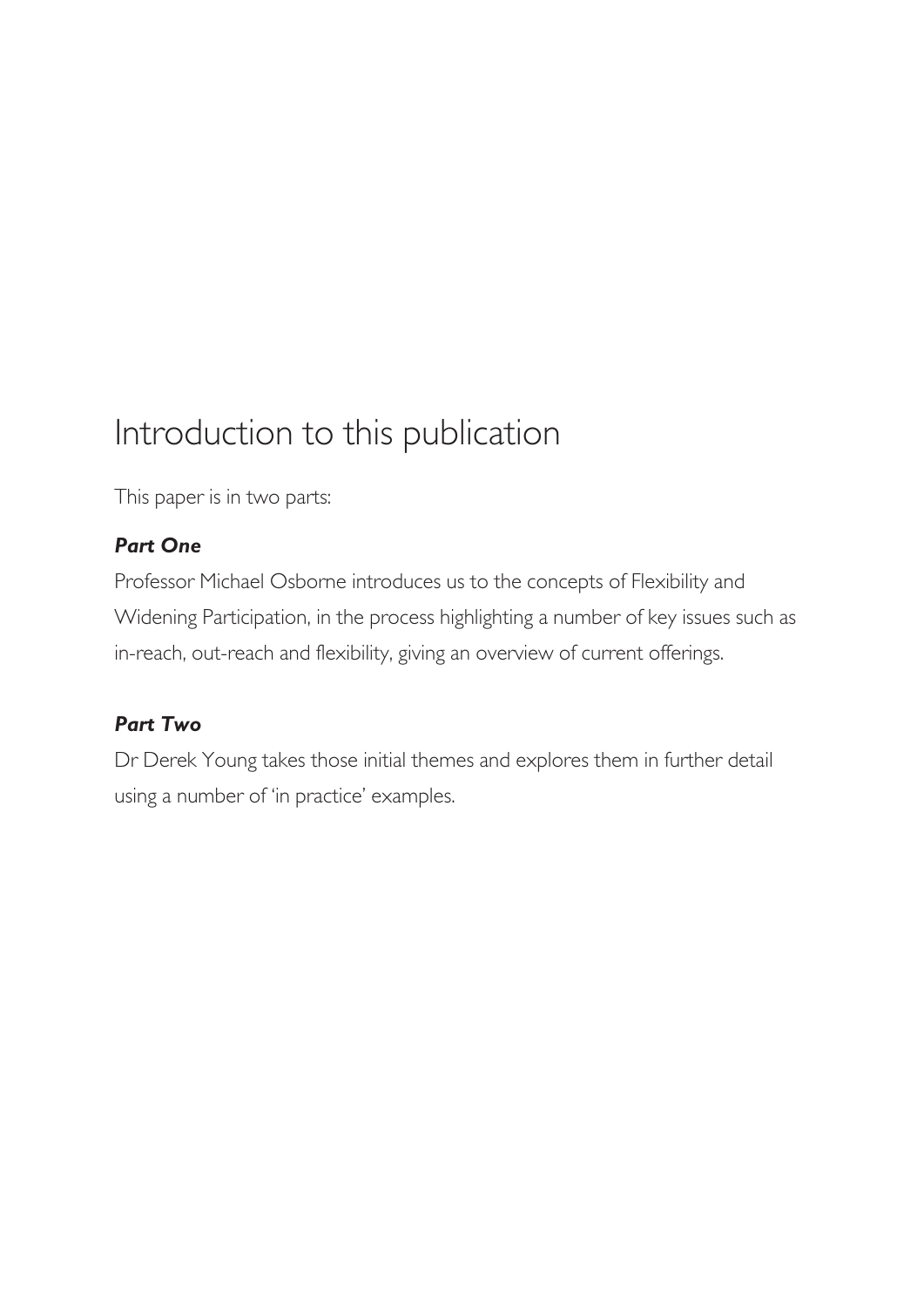# Introduction to this publication

This paper is in two parts:

### *Part One*

Professor Michael Osborne introduces us to the concepts of Flexibility and Widening Participation, in the process highlighting a number of key issues such as in-reach, out-reach and flexibility, giving an overview of current offerings.

### *Part Two*

Dr Derek Young takes those initial themes and explores them in further detail using a number of 'in practice' examples.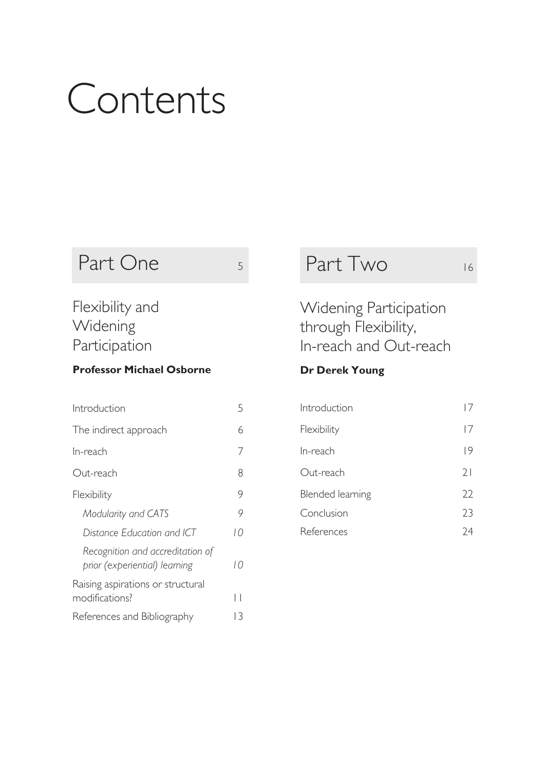# Contents

## Part One 5

### Flexibility and Widening Participation

**Professor Michael Osborne**

| | |
|---|---|
| Introduction | 5 |
| The indirect approach | 6 |
| In-reach | 7 |
| Out-reach | 8 |
| Flexibility | 9 |
| *Modularity and CATS* | *9* |
| *Distance Education and ICT* | *10* |
| *Recognition and accreditation of prior (experiential) learning* | *10* |
| Raising aspirations or structural modifications? | 11 |
| References and Bibliography | 13 |

## Part Two 16

### Widening Participation through Flexibility, In-reach and Out-reach

**Dr Derek Young**

| | |
|---|---|
| Introduction | 17 |
| Flexibility | 17 |
| In-reach | 19 |
| Out-reach | 21 |
| Blended learning | 22 |
| Conclusion | 23 |
| References | 24 |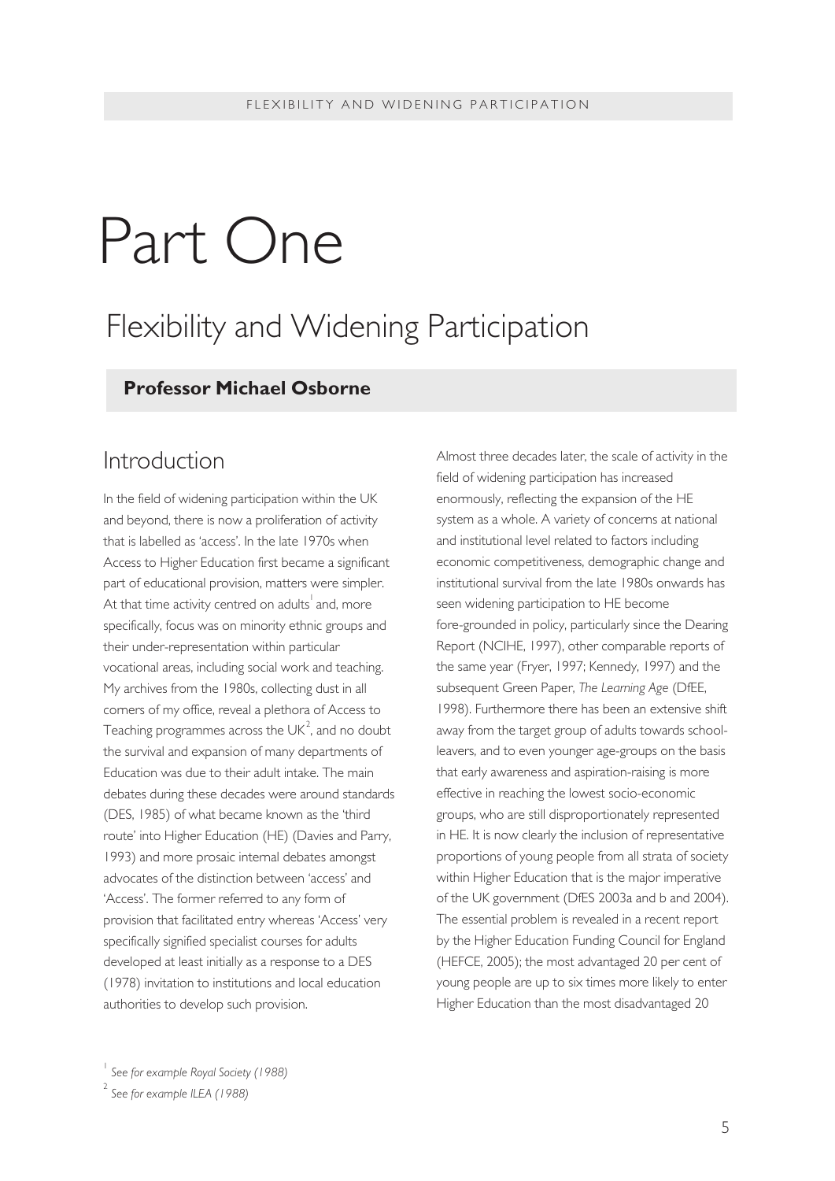# Part One

## Flexibility and Widening Participation

**Professor Michael Osborne**

### Introduction

In the field of widening participation within the UK and beyond, there is now a proliferation of activity that is labelled as 'access'. In the late 1970s when Access to Higher Education first became a significant part of educational provision, matters were simpler. At that time activity centred on adults[1] and, more specifically, focus was on minority ethnic groups and their under-representation within particular vocational areas, including social work and teaching. My archives from the 1980s, collecting dust in all corners of my office, reveal a plethora of Access to Teaching programmes across the UK[2], and no doubt the survival and expansion of many departments of Education was due to their adult intake. The main debates during these decades were around standards (DES, 1985) of what became known as the 'third route' into Higher Education (HE) (Davies and Parry, 1993) and more prosaic internal debates amongst advocates of the distinction between 'access' and 'Access'. The former referred to any form of provision that facilitated entry whereas 'Access' very specifically signified specialist courses for adults developed at least initially as a response to a DES (1978) invitation to institutions and local education authorities to develop such provision.

Almost three decades later, the scale of activity in the field of widening participation has increased enormously, reflecting the expansion of the HE system as a whole. A variety of concerns at national and institutional level related to factors including economic competitiveness, demographic change and institutional survival from the late 1980s onwards has seen widening participation to HE become fore-grounded in policy, particularly since the Dearing Report (NCIHE, 1997), other comparable reports of the same year (Fryer, 1997; Kennedy, 1997) and the subsequent Green Paper, *The Learning Age* (DfEE, 1998). Furthermore there has been an extensive shift away from the target group of adults towards school-leavers, and to even younger age-groups on the basis that early awareness and aspiration-raising is more effective in reaching the lowest socio-economic groups, who are still disproportionately represented in HE. It is now clearly the inclusion of representative proportions of young people from all strata of society within Higher Education that is the major imperative of the UK government (DfES 2003a and b and 2004). The essential problem is revealed in a recent report by the Higher Education Funding Council for England (HEFCE, 2005); the most advantaged 20 per cent of young people are up to six times more likely to enter Higher Education than the most disadvantaged 20

[1] *See for example Royal Society (1988)*

[2] *See for example ILEA (1988)*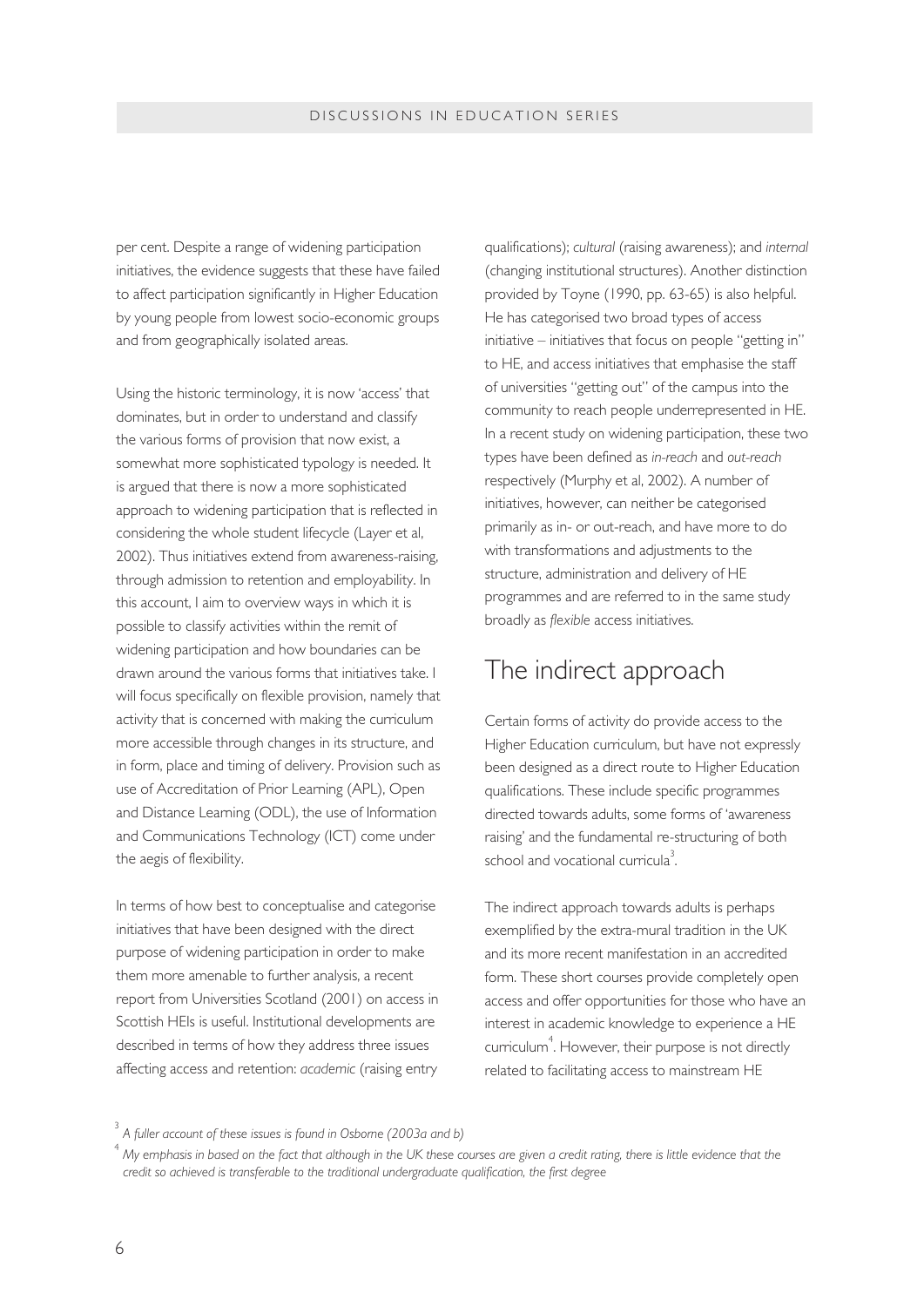per cent. Despite a range of widening participation initiatives, the evidence suggests that these have failed to affect participation significantly in Higher Education by young people from lowest socio-economic groups and from geographically isolated areas.

Using the historic terminology, it is now 'access' that dominates, but in order to understand and classify the various forms of provision that now exist, a somewhat more sophisticated typology is needed. It is argued that there is now a more sophisticated approach to widening participation that is reflected in considering the whole student lifecycle (Layer et al, 2002). Thus initiatives extend from awareness-raising, through admission to retention and employability. In this account, I aim to overview ways in which it is possible to classify activities within the remit of widening participation and how boundaries can be drawn around the various forms that initiatives take. I will focus specifically on flexible provision, namely that activity that is concerned with making the curriculum more accessible through changes in its structure, and in form, place and timing of delivery. Provision such as use of Accreditation of Prior Learning (APL), Open and Distance Learning (ODL), the use of Information and Communications Technology (ICT) come under the aegis of flexibility.

In terms of how best to conceptualise and categorise initiatives that have been designed with the direct purpose of widening participation in order to make them more amenable to further analysis, a recent report from Universities Scotland (2001) on access in Scottish HEIs is useful. Institutional developments are described in terms of how they address three issues affecting access and retention: *academic* (raising entry qualifications); *cultural* (raising awareness); and *internal* (changing institutional structures). Another distinction provided by Toyne (1990, pp. 63-65) is also helpful. He has categorised two broad types of access initiative – initiatives that focus on people "getting in" to HE, and access initiatives that emphasise the staff of universities "getting out" of the campus into the community to reach people underrepresented in HE. In a recent study on widening participation, these two types have been defined as *in-reach* and *out-reach* respectively (Murphy et al, 2002). A number of initiatives, however, can neither be categorised primarily as in- or out-reach, and have more to do with transformations and adjustments to the structure, administration and delivery of HE programmes and are referred to in the same study broadly as *flexible* access initiatives.

## The indirect approach

Certain forms of activity do provide access to the Higher Education curriculum, but have not expressly been designed as a direct route to Higher Education qualifications. These include specific programmes directed towards adults, some forms of 'awareness raising' and the fundamental re-structuring of both school and vocational curricula[3].

The indirect approach towards adults is perhaps exemplified by the extra-mural tradition in the UK and its more recent manifestation in an accredited form. These short courses provide completely open access and offer opportunities for those who have an interest in academic knowledge to experience a HE curriculum[4]. However, their purpose is not directly related to facilitating access to mainstream HE

---

[3] *A fuller account of these issues is found in Osborne (2003a and b)*

[4] *My emphasis in based on the fact that although in the UK these courses are given a credit rating, there is little evidence that the credit so achieved is transferable to the traditional undergraduate qualification, the first degree*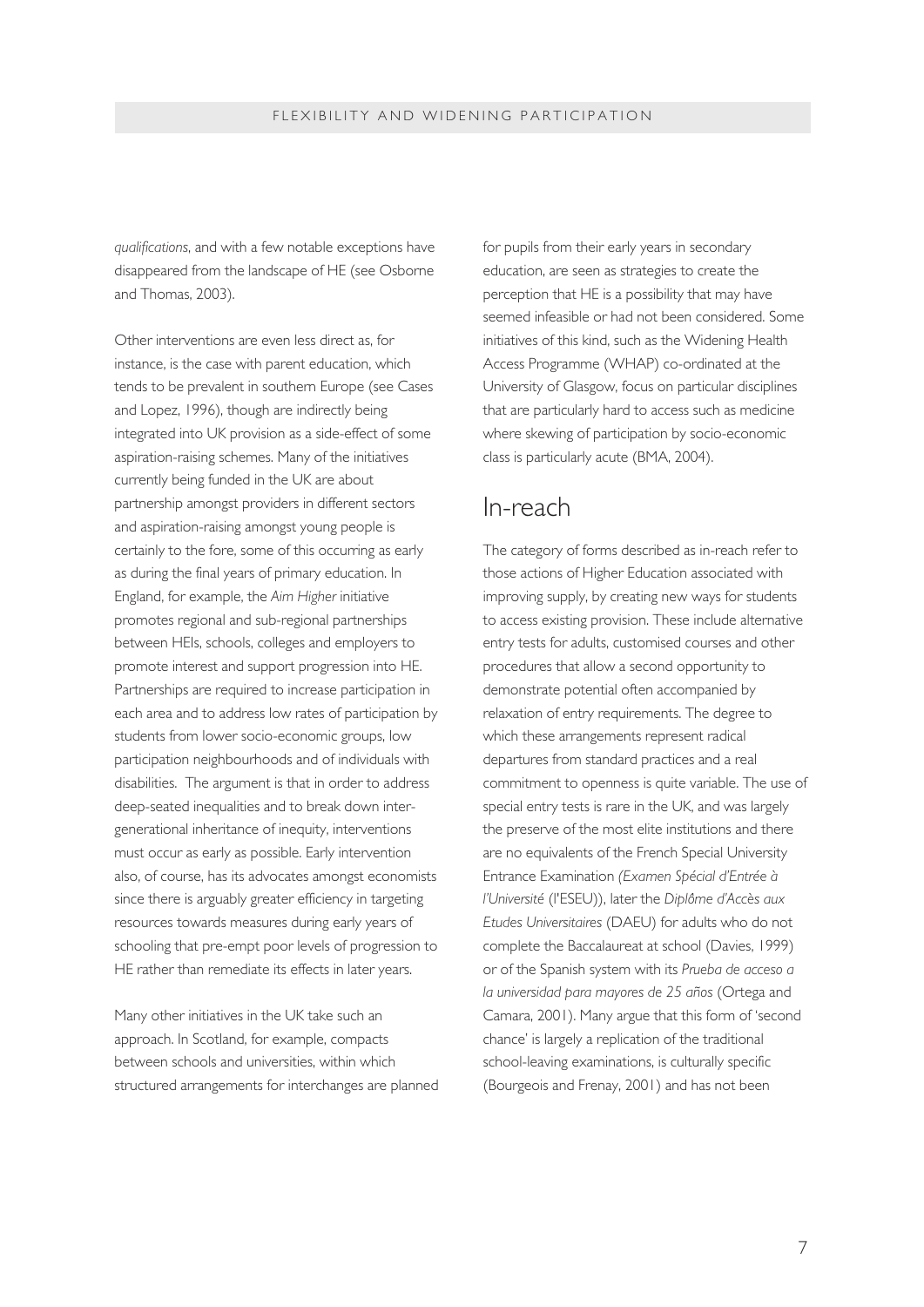*qualifications*, and with a few notable exceptions have disappeared from the landscape of HE (see Osborne and Thomas, 2003).

Other interventions are even less direct as, for instance, is the case with parent education, which tends to be prevalent in southern Europe (see Cases and Lopez, 1996), though are indirectly being integrated into UK provision as a side-effect of some aspiration-raising schemes. Many of the initiatives currently being funded in the UK are about partnership amongst providers in different sectors and aspiration-raising amongst young people is certainly to the fore, some of this occurring as early as during the final years of primary education. In England, for example, the *Aim Higher* initiative promotes regional and sub-regional partnerships between HEIs, schools, colleges and employers to promote interest and support progression into HE. Partnerships are required to increase participation in each area and to address low rates of participation by students from lower socio-economic groups, low participation neighbourhoods and of individuals with disabilities. The argument is that in order to address deep-seated inequalities and to break down inter-generational inheritance of inequity, interventions must occur as early as possible. Early intervention also, of course, has its advocates amongst economists since there is arguably greater efficiency in targeting resources towards measures during early years of schooling that pre-empt poor levels of progression to HE rather than remediate its effects in later years.

Many other initiatives in the UK take such an approach. In Scotland, for example, compacts between schools and universities, within which structured arrangements for interchanges are planned for pupils from their early years in secondary education, are seen as strategies to create the perception that HE is a possibility that may have seemed infeasible or had not been considered. Some initiatives of this kind, such as the Widening Health Access Programme (WHAP) co-ordinated at the University of Glasgow, focus on particular disciplines that are particularly hard to access such as medicine where skewing of participation by socio-economic class is particularly acute (BMA, 2004).

## In-reach

The category of forms described as in-reach refer to those actions of Higher Education associated with improving supply, by creating new ways for students to access existing provision. These include alternative entry tests for adults, customised courses and other procedures that allow a second opportunity to demonstrate potential often accompanied by relaxation of entry requirements. The degree to which these arrangements represent radical departures from standard practices and a real commitment to openness is quite variable. The use of special entry tests is rare in the UK, and was largely the preserve of the most elite institutions and there are no equivalents of the French Special University Entrance Examination *(Examen Spécial d'Entrée à l'Université* (l'ESEU)), later the *Diplôme d'Accès aux Etudes Universitaires* (DAEU) for adults who do not complete the Baccalaureat at school (Davies, 1999) or of the Spanish system with its *Prueba de acceso a la universidad para mayores de 25 años* (Ortega and Camara, 2001). Many argue that this form of 'second chance' is largely a replication of the traditional school-leaving examinations, is culturally specific (Bourgeois and Frenay, 2001) and has not been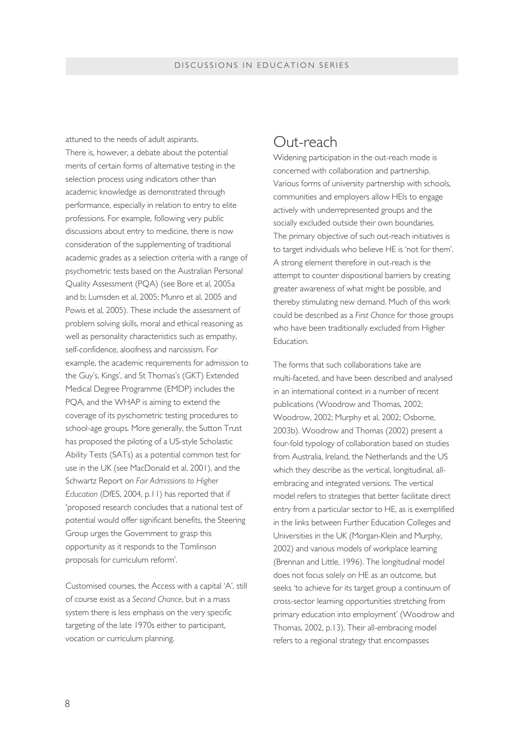attuned to the needs of adult aspirants.
There is, however, a debate about the potential merits of certain forms of alternative testing in the selection process using indicators other than academic knowledge as demonstrated through performance, especially in relation to entry to elite professions. For example, following very public discussions about entry to medicine, there is now consideration of the supplementing of traditional academic grades as a selection criteria with a range of psychometric tests based on the Australian Personal Quality Assessment (PQA) (see Bore et al, 2005a and b; Lumsden et al, 2005; Munro et al, 2005 and Powis et al, 2005). These include the assessment of problem solving skills, moral and ethical reasoning as well as personality characteristics such as empathy, self-confidence, aloofness and narcissism. For example, the academic requirements for admission to the Guy's, Kings', and St Thomas's (GKT) Extended Medical Degree Programme (EMDP) includes the PQA, and the WHAP is aiming to extend the coverage of its pyschometric testing procedures to school-age groups. More generally, the Sutton Trust has proposed the piloting of a US-style Scholastic Ability Tests (SATs) as a potential common test for use in the UK (see MacDonald et al, 2001), and the Schwartz Report on *Fair Admissions to Higher Education* (DfES, 2004, p.11) has reported that if 'proposed research concludes that a national test of potential would offer significant benefits, the Steering Group urges the Government to grasp this opportunity as it responds to the Tomlinson proposals for curriculum reform'.

Customised courses, the Access with a capital 'A', still of course exist as a *Second Chance*, but in a mass system there is less emphasis on the very specific targeting of the late 1970s either to participant, vocation or curriculum planning.

## Out-reach

Widening participation in the out-reach mode is concerned with collaboration and partnership. Various forms of university partnership with schools, communities and employers allow HEIs to engage actively with underrepresented groups and the socially excluded outside their own boundaries. The primary objective of such out-reach initiatives is to target individuals who believe HE is 'not for them'. A strong element therefore in out-reach is the attempt to counter dispositional barriers by creating greater awareness of what might be possible, and thereby stimulating new demand. Much of this work could be described as a *First Chance* for those groups who have been traditionally excluded from Higher Education.

The forms that such collaborations take are multi-faceted, and have been described and analysed in an international context in a number of recent publications (Woodrow and Thomas, 2002; Woodrow, 2002; Murphy et al, 2002; Osborne, 2003b). Woodrow and Thomas (2002) present a four-fold typology of collaboration based on studies from Australia, Ireland, the Netherlands and the US which they describe as the vertical, longitudinal, all-embracing and integrated versions. The vertical model refers to strategies that better facilitate direct entry from a particular sector to HE, as is exemplified in the links between Further Education Colleges and Universities in the UK (Morgan-Klein and Murphy, 2002) and various models of workplace learning (Brennan and Little, 1996). The longitudinal model does not focus solely on HE as an outcome, but seeks 'to achieve for its target group a continuum of cross-sector learning opportunities stretching from primary education into employment' (Woodrow and Thomas, 2002, p.13). Their all-embracing model refers to a regional strategy that encompasses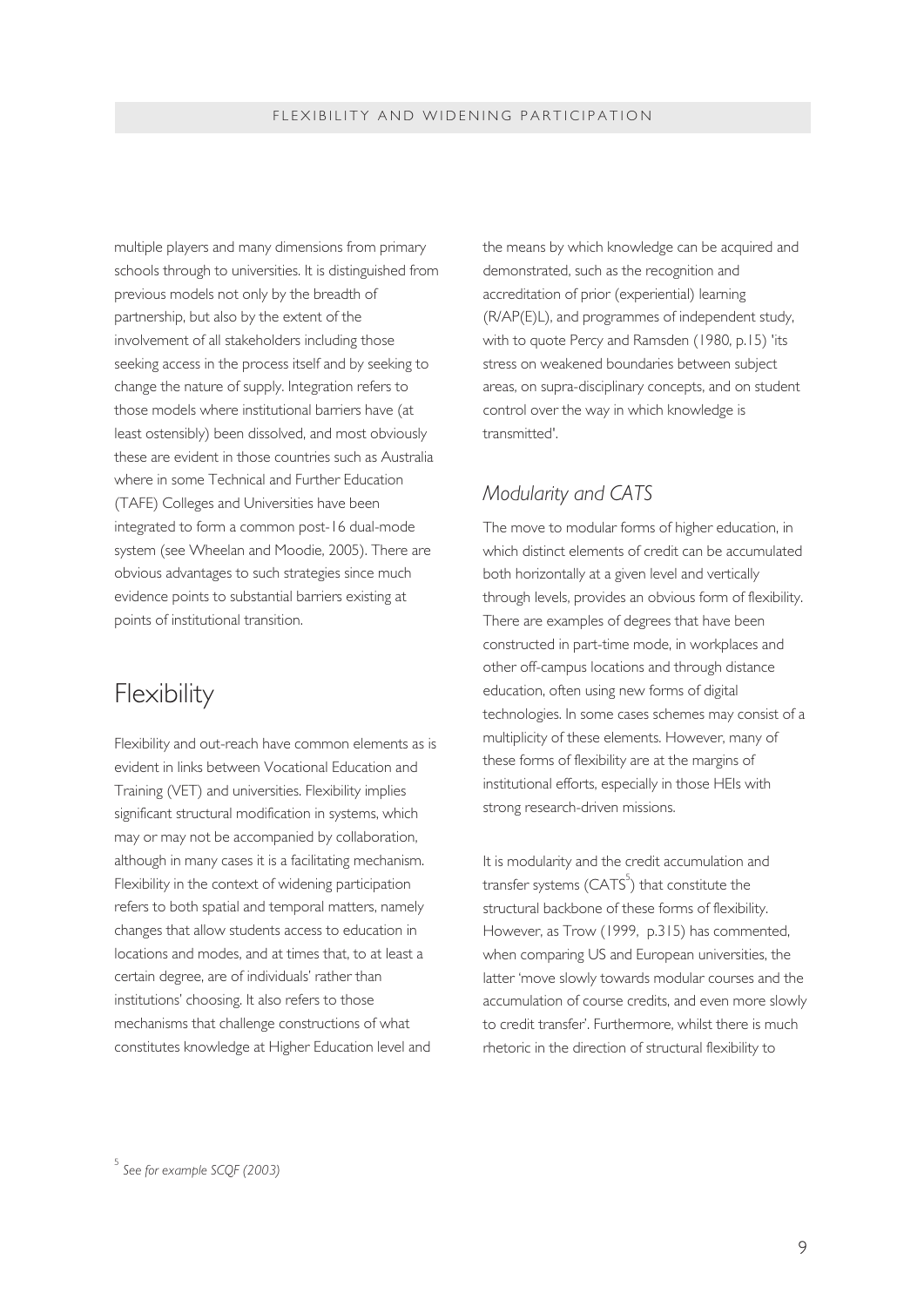multiple players and many dimensions from primary schools through to universities. It is distinguished from previous models not only by the breadth of partnership, but also by the extent of the involvement of all stakeholders including those seeking access in the process itself and by seeking to change the nature of supply. Integration refers to those models where institutional barriers have (at least ostensibly) been dissolved, and most obviously these are evident in those countries such as Australia where in some Technical and Further Education (TAFE) Colleges and Universities have been integrated to form a common post-16 dual-mode system (see Wheelan and Moodie, 2005). There are obvious advantages to such strategies since much evidence points to substantial barriers existing at points of institutional transition.

# Flexibility

Flexibility and out-reach have common elements as is evident in links between Vocational Education and Training (VET) and universities. Flexibility implies significant structural modification in systems, which may or may not be accompanied by collaboration, although in many cases it is a facilitating mechanism. Flexibility in the context of widening participation refers to both spatial and temporal matters, namely changes that allow students access to education in locations and modes, and at times that, to at least a certain degree, are of individuals' rather than institutions' choosing. It also refers to those mechanisms that challenge constructions of what constitutes knowledge at Higher Education level and the means by which knowledge can be acquired and demonstrated, such as the recognition and accreditation of prior (experiential) learning (R/AP(E)L), and programmes of independent study, with to quote Percy and Ramsden (1980, p.15) 'its stress on weakened boundaries between subject areas, on supra-disciplinary concepts, and on student control over the way in which knowledge is transmitted'.

## *Modularity and CATS*

The move to modular forms of higher education, in which distinct elements of credit can be accumulated both horizontally at a given level and vertically through levels, provides an obvious form of flexibility. There are examples of degrees that have been constructed in part-time mode, in workplaces and other off-campus locations and through distance education, often using new forms of digital technologies. In some cases schemes may consist of a multiplicity of these elements. However, many of these forms of flexibility are at the margins of institutional efforts, especially in those HEIs with strong research-driven missions.

It is modularity and the credit accumulation and transfer systems (CATS[5]) that constitute the structural backbone of these forms of flexibility. However, as Trow (1999, p.315) has commented, when comparing US and European universities, the latter 'move slowly towards modular courses and the accumulation of course credits, and even more slowly to credit transfer'. Furthermore, whilst there is much rhetoric in the direction of structural flexibility to

[5] *See for example SCQF (2003)*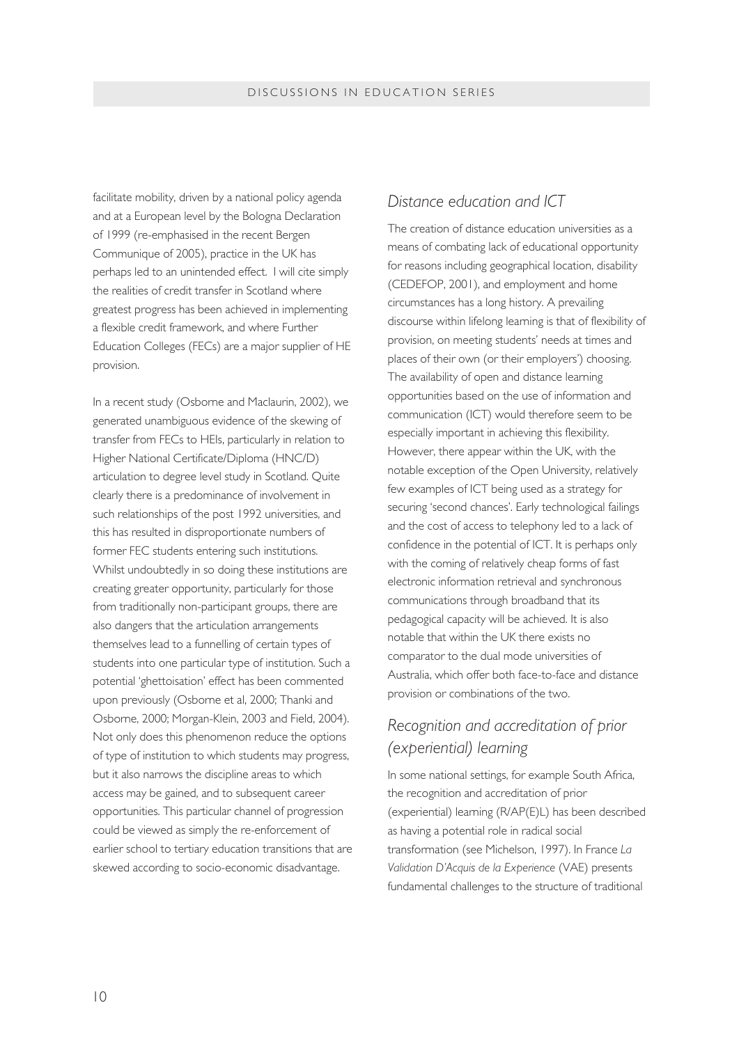facilitate mobility, driven by a national policy agenda and at a European level by the Bologna Declaration of 1999 (re-emphasised in the recent Bergen Communique of 2005), practice in the UK has perhaps led to an unintended effect. I will cite simply the realities of credit transfer in Scotland where greatest progress has been achieved in implementing a flexible credit framework, and where Further Education Colleges (FECs) are a major supplier of HE provision.

In a recent study (Osborne and Maclaurin, 2002), we generated unambiguous evidence of the skewing of transfer from FECs to HEIs, particularly in relation to Higher National Certificate/Diploma (HNC/D) articulation to degree level study in Scotland. Quite clearly there is a predominance of involvement in such relationships of the post 1992 universities, and this has resulted in disproportionate numbers of former FEC students entering such institutions. Whilst undoubtedly in so doing these institutions are creating greater opportunity, particularly for those from traditionally non-participant groups, there are also dangers that the articulation arrangements themselves lead to a funnelling of certain types of students into one particular type of institution. Such a potential 'ghettoisation' effect has been commented upon previously (Osborne et al, 2000; Thanki and Osborne, 2000; Morgan-Klein, 2003 and Field, 2004). Not only does this phenomenon reduce the options of type of institution to which students may progress, but it also narrows the discipline areas to which access may be gained, and to subsequent career opportunities. This particular channel of progression could be viewed as simply the re-enforcement of earlier school to tertiary education transitions that are skewed according to socio-economic disadvantage.

## *Distance education and ICT*

The creation of distance education universities as a means of combating lack of educational opportunity for reasons including geographical location, disability (CEDEFOP, 2001), and employment and home circumstances has a long history. A prevailing discourse within lifelong learning is that of flexibility of provision, on meeting students' needs at times and places of their own (or their employers') choosing. The availability of open and distance learning opportunities based on the use of information and communication (ICT) would therefore seem to be especially important in achieving this flexibility. However, there appear within the UK, with the notable exception of the Open University, relatively few examples of ICT being used as a strategy for securing 'second chances'. Early technological failings and the cost of access to telephony led to a lack of confidence in the potential of ICT. It is perhaps only with the coming of relatively cheap forms of fast electronic information retrieval and synchronous communications through broadband that its pedagogical capacity will be achieved. It is also notable that within the UK there exists no comparator to the dual mode universities of Australia, which offer both face-to-face and distance provision or combinations of the two.

## *Recognition and accreditation of prior (experiential) learning*

In some national settings, for example South Africa, the recognition and accreditation of prior (experiential) learning (R/AP(E)L) has been described as having a potential role in radical social transformation (see Michelson, 1997). In France *La Validation D'Acquis de la Experience* (VAE) presents fundamental challenges to the structure of traditional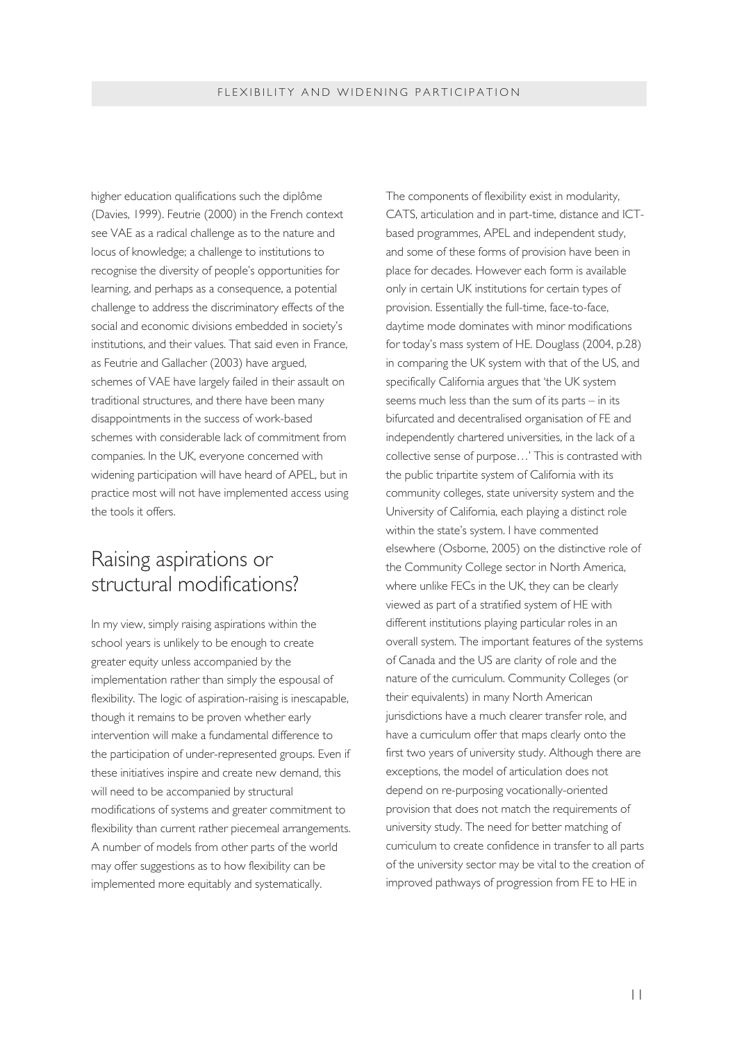higher education qualifications such the diplôme (Davies, 1999). Feutrie (2000) in the French context see VAE as a radical challenge as to the nature and locus of knowledge; a challenge to institutions to recognise the diversity of people's opportunities for learning, and perhaps as a consequence, a potential challenge to address the discriminatory effects of the social and economic divisions embedded in society's institutions, and their values. That said even in France, as Feutrie and Gallacher (2003) have argued, schemes of VAE have largely failed in their assault on traditional structures, and there have been many disappointments in the success of work-based schemes with considerable lack of commitment from companies. In the UK, everyone concerned with widening participation will have heard of APEL, but in practice most will not have implemented access using the tools it offers.

## Raising aspirations or structural modifications?

In my view, simply raising aspirations within the school years is unlikely to be enough to create greater equity unless accompanied by the implementation rather than simply the espousal of flexibility. The logic of aspiration-raising is inescapable, though it remains to be proven whether early intervention will make a fundamental difference to the participation of under-represented groups. Even if these initiatives inspire and create new demand, this will need to be accompanied by structural modifications of systems and greater commitment to flexibility than current rather piecemeal arrangements. A number of models from other parts of the world may offer suggestions as to how flexibility can be implemented more equitably and systematically.

The components of flexibility exist in modularity, CATS, articulation and in part-time, distance and ICT-based programmes, APEL and independent study, and some of these forms of provision have been in place for decades. However each form is available only in certain UK institutions for certain types of provision. Essentially the full-time, face-to-face, daytime mode dominates with minor modifications for today's mass system of HE. Douglass (2004, p.28) in comparing the UK system with that of the US, and specifically California argues that 'the UK system seems much less than the sum of its parts – in its bifurcated and decentralised organisation of FE and independently chartered universities, in the lack of a collective sense of purpose…' This is contrasted with the public tripartite system of California with its community colleges, state university system and the University of California, each playing a distinct role within the state's system. I have commented elsewhere (Osborne, 2005) on the distinctive role of the Community College sector in North America, where unlike FECs in the UK, they can be clearly viewed as part of a stratified system of HE with different institutions playing particular roles in an overall system. The important features of the systems of Canada and the US are clarity of role and the nature of the curriculum. Community Colleges (or their equivalents) in many North American jurisdictions have a much clearer transfer role, and have a curriculum offer that maps clearly onto the first two years of university study. Although there are exceptions, the model of articulation does not depend on re-purposing vocationally-oriented provision that does not match the requirements of university study. The need for better matching of curriculum to create confidence in transfer to all parts of the university sector may be vital to the creation of improved pathways of progression from FE to HE in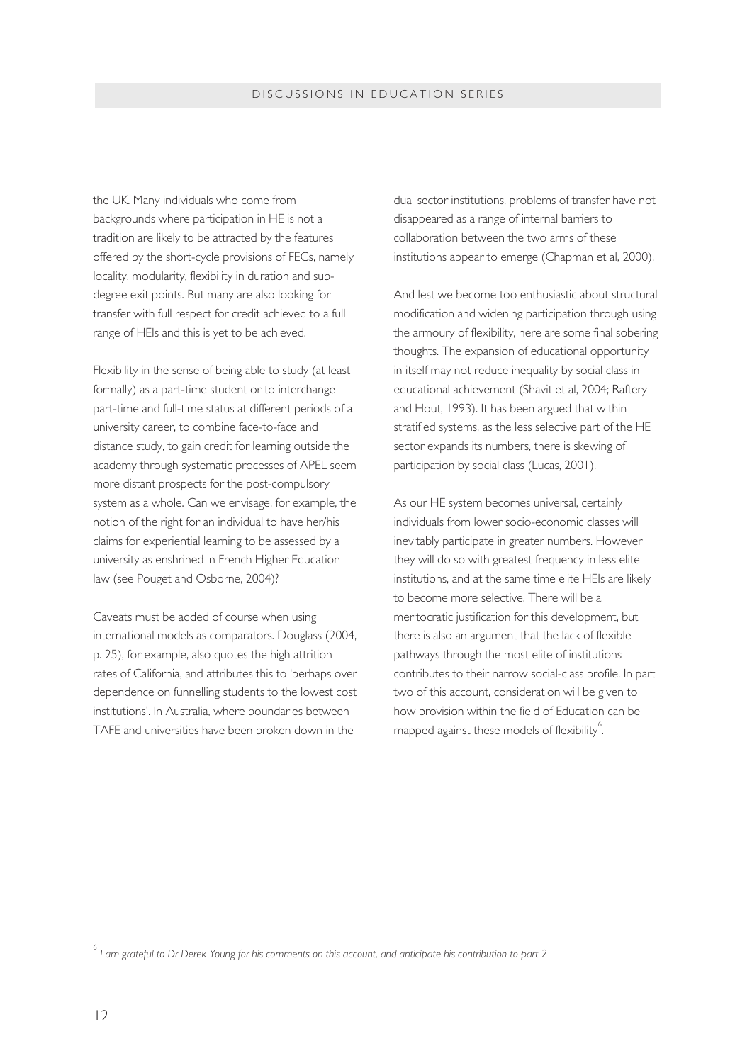the UK. Many individuals who come from backgrounds where participation in HE is not a tradition are likely to be attracted by the features offered by the short-cycle provisions of FECs, namely locality, modularity, flexibility in duration and sub-degree exit points. But many are also looking for transfer with full respect for credit achieved to a full range of HEIs and this is yet to be achieved.

Flexibility in the sense of being able to study (at least formally) as a part-time student or to interchange part-time and full-time status at different periods of a university career, to combine face-to-face and distance study, to gain credit for learning outside the academy through systematic processes of APEL seem more distant prospects for the post-compulsory system as a whole. Can we envisage, for example, the notion of the right for an individual to have her/his claims for experiential learning to be assessed by a university as enshrined in French Higher Education law (see Pouget and Osborne, 2004)?

Caveats must be added of course when using international models as comparators. Douglass (2004, p. 25), for example, also quotes the high attrition rates of California, and attributes this to 'perhaps over dependence on funnelling students to the lowest cost institutions'. In Australia, where boundaries between TAFE and universities have been broken down in the dual sector institutions, problems of transfer have not disappeared as a range of internal barriers to collaboration between the two arms of these institutions appear to emerge (Chapman et al, 2000).

And lest we become too enthusiastic about structural modification and widening participation through using the armoury of flexibility, here are some final sobering thoughts. The expansion of educational opportunity in itself may not reduce inequality by social class in educational achievement (Shavit et al, 2004; Raftery and Hout, 1993). It has been argued that within stratified systems, as the less selective part of the HE sector expands its numbers, there is skewing of participation by social class (Lucas, 2001).

As our HE system becomes universal, certainly individuals from lower socio-economic classes will inevitably participate in greater numbers. However they will do so with greatest frequency in less elite institutions, and at the same time elite HEIs are likely to become more selective. There will be a meritocratic justification for this development, but there is also an argument that the lack of flexible pathways through the most elite of institutions contributes to their narrow social-class profile. In part two of this account, consideration will be given to how provision within the field of Education can be mapped against these models of flexibility[6].

[6] *I am grateful to Dr Derek Young for his comments on this account, and anticipate his contribution to part 2*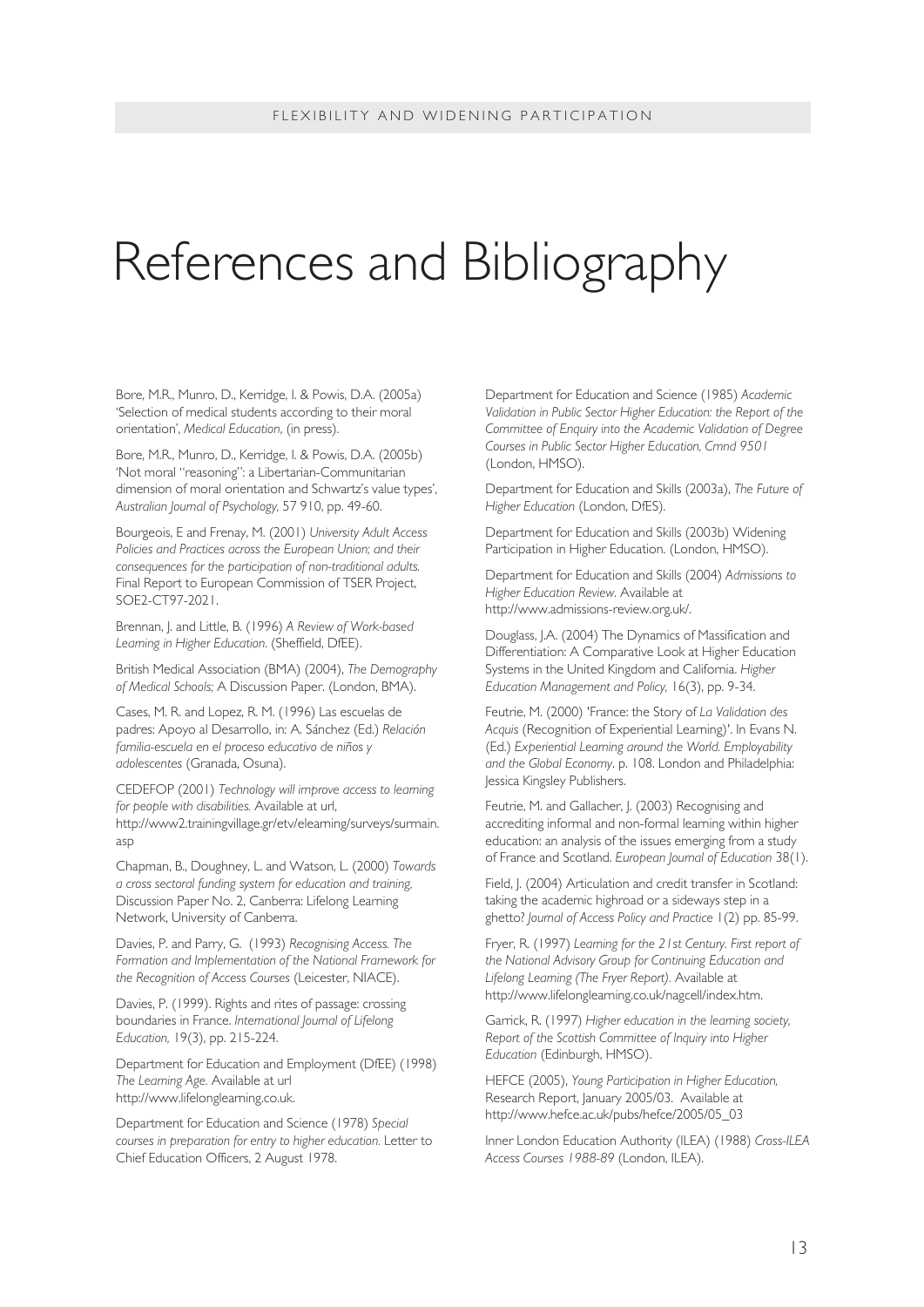# References and Bibliography

Bore, M.R., Munro, D., Kerridge, I. & Powis, D.A. (2005a) 'Selection of medical students according to their moral orientation', *Medical Education*, (in press).

Bore, M.R., Munro, D., Kerridge, I. & Powis, D.A. (2005b) 'Not moral "reasoning": a Libertarian-Communitarian dimension of moral orientation and Schwartz's value types', *Australian Journal of Psychology*, 57 910, pp. 49-60.

Bourgeois, E and Frenay, M. (2001) *University Adult Access Policies and Practices across the European Union; and their consequences for the participation of non-traditional adults.* Final Report to European Commission of TSER Project, SOE2-CT97-2021.

Brennan, J. and Little, B. (1996) *A Review of Work-based Learning in Higher Education.* (Sheffield, DfEE).

British Medical Association (BMA) (2004), *The Demography of Medical Schools;* A Discussion Paper. (London, BMA).

Cases, M. R. and Lopez, R. M. (1996) Las escuelas de padres: Apoyo al Desarrollo, in: A. Sánchez (Ed.) *Relación familia-escuela en el proceso educativo de niños y adolescentes* (Granada, Osuna).

CEDEFOP (2001) *Technology will improve access to learning for people with disabilities.* Available at url, http://www2.trainingvillage.gr/etv/elearning/surveys/surmain.asp

Chapman, B., Doughney, L. and Watson, L. (2000) *Towards a cross sectoral funding system for education and training,* Discussion Paper No. 2, Canberra: Lifelong Learning Network, University of Canberra.

Davies, P. and Parry, G. (1993) *Recognising Access. The Formation and Implementation of the National Framework for the Recognition of Access Courses* (Leicester, NIACE).

Davies, P. (1999). Rights and rites of passage: crossing boundaries in France. *International Journal of Lifelong Education,* 19(3), pp. 215-224.

Department for Education and Employment (DfEE) (1998) *The Learning Age.* Available at url http://www.lifelonglearning.co.uk.

Department for Education and Science (1978) *Special courses in preparation for entry to higher education.* Letter to Chief Education Officers, 2 August 1978.

Department for Education and Science (1985) *Academic Validation in Public Sector Higher Education: the Report of the Committee of Enquiry into the Academic Validation of Degree Courses in Public Sector Higher Education, Cmnd 9501* (London, HMSO).

Department for Education and Skills (2003a), *The Future of Higher Education* (London, DfES).

Department for Education and Skills (2003b) Widening Participation in Higher Education. (London, HMSO).

Department for Education and Skills (2004) *Admissions to Higher Education Review.* Available at http://www.admissions-review.org.uk/.

Douglass, J.A. (2004) The Dynamics of Massification and Differentiation: A Comparative Look at Higher Education Systems in the United Kingdom and California. *Higher Education Management and Policy,* 16(3), pp. 9-34.

Feutrie, M. (2000) 'France: the Story of *La Validation des Acquis* (Recognition of Experiential Learning)'. In Evans N. (Ed.) *Experiential Learning around the World. Employability and the Global Economy*. p. 108. London and Philadelphia: Jessica Kingsley Publishers.

Feutrie, M. and Gallacher, J. (2003) Recognising and accrediting informal and non-formal learning within higher education: an analysis of the issues emerging from a study of France and Scotland. *European Journal of Education* 38(1).

Field, J. (2004) Articulation and credit transfer in Scotland: taking the academic highroad or a sideways step in a ghetto? *Journal of Access Policy and Practice* 1(2) pp. 85-99.

Fryer, R. (1997) *Learning for the 21st Century. First report of the National Advisory Group for Continuing Education and Lifelong Learning (The Fryer Report).* Available at http://www.lifelonglearning.co.uk/nagcell/index.htm.

Garrick, R. (1997) *Higher education in the learning society, Report of the Scottish Committee of Inquiry into Higher Education* (Edinburgh, HMSO).

HEFCE (2005), *Young Participation in Higher Education,* Research Report, January 2005/03. Available at http://www.hefce.ac.uk/pubs/hefce/2005/05_03

Inner London Education Authority (ILEA) (1988) *Cross-ILEA Access Courses 1988-89* (London, ILEA).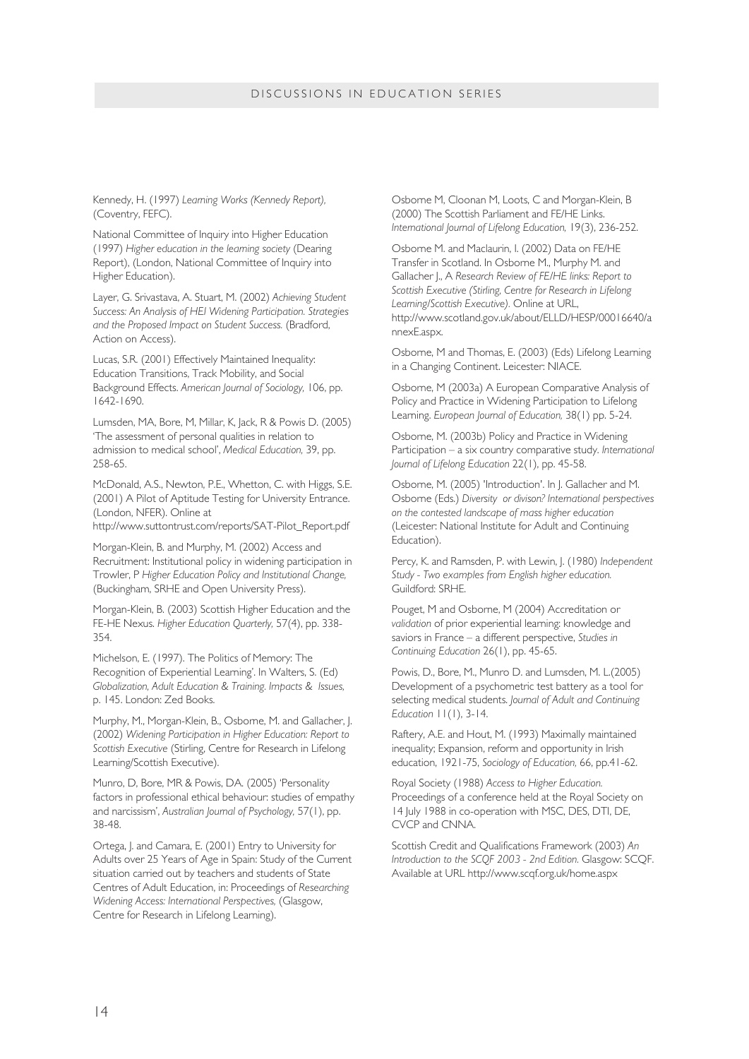Kennedy, H. (1997) *Learning Works (Kennedy Report),* (Coventry, FEFC).

National Committee of Inquiry into Higher Education (1997) *Higher education in the learning society* (Dearing Report), (London, National Committee of Inquiry into Higher Education).

Layer, G. Srivastava, A. Stuart, M. (2002) *Achieving Student Success: An Analysis of HEI Widening Participation. Strategies and the Proposed Impact on Student Success.* (Bradford, Action on Access).

Lucas, S.R. (2001) Effectively Maintained Inequality: Education Transitions, Track Mobility, and Social Background Effects. *American Journal of Sociology,* 106, pp. 1642-1690.

Lumsden, MA, Bore, M, Millar, K, Jack, R & Powis D. (2005) 'The assessment of personal qualities in relation to admission to medical school', *Medical Education,* 39, pp. 258-65.

McDonald, A.S., Newton, P.E., Whetton, C. with Higgs, S.E. (2001) A Pilot of Aptitude Testing for University Entrance. (London, NFER). Online at http://www.suttontrust.com/reports/SAT-Pilot_Report.pdf

Morgan-Klein, B. and Murphy, M. (2002) Access and Recruitment: Institutional policy in widening participation in Trowler, P *Higher Education Policy and Institutional Change,* (Buckingham, SRHE and Open University Press).

Morgan-Klein, B. (2003) Scottish Higher Education and the FE-HE Nexus. *Higher Education Quarterly,* 57(4), pp. 338-354.

Michelson, E. (1997). The Politics of Memory: The Recognition of Experiential Learning'. In Walters, S. (Ed) *Globalization, Adult Education & Training. Impacts & Issues,* p. 145. London: Zed Books.

Murphy, M., Morgan-Klein, B., Osborne, M. and Gallacher, J. (2002) *Widening Participation in Higher Education: Report to Scottish Executive* (Stirling, Centre for Research in Lifelong Learning/Scottish Executive).

Munro, D, Bore, MR & Powis, DA. (2005) 'Personality factors in professional ethical behaviour: studies of empathy and narcissism', *Australian Journal of Psychology,* 57(1), pp. 38-48.

Ortega, J. and Camara, E. (2001) Entry to University for Adults over 25 Years of Age in Spain: Study of the Current situation carried out by teachers and students of State Centres of Adult Education, in: Proceedings of *Researching Widening Access: International Perspectives,* (Glasgow, Centre for Research in Lifelong Learning).

Osborne M, Cloonan M, Loots, C and Morgan-Klein, B (2000) The Scottish Parliament and FE/HE Links. *International Journal of Lifelong Education,* 19(3), 236-252.

Osborne M. and Maclaurin, I. (2002) Data on FE/HE Transfer in Scotland. In Osborne M., Murphy M. and Gallacher J., A *Research Review of FE/HE links: Report to Scottish Executive (Stirling, Centre for Research in Lifelong Learning/Scottish Executive).* Online at URL, http://www.scotland.gov.uk/about/ELLD/HESP/00016640/annexE.aspx.

Osborne, M and Thomas, E. (2003) (Eds) Lifelong Learning in a Changing Continent. Leicester: NIACE.

Osborne, M (2003a) A European Comparative Analysis of Policy and Practice in Widening Participation to Lifelong Learning. *European Journal of Education,* 38(1) pp. 5-24.

Osborne, M. (2003b) Policy and Practice in Widening Participation – a six country comparative study. *International Journal of Lifelong Education* 22(1), pp. 45-58.

Osborne, M. (2005) 'Introduction'. In J. Gallacher and M. Osborne (Eds.) *Diversity or divison? International perspectives on the contested landscape of mass higher education* (Leicester: National Institute for Adult and Continuing Education).

Percy, K. and Ramsden, P. with Lewin, J. (1980) *Independent Study - Two examples from English higher education.* Guildford: SRHE.

Pouget, M and Osborne, M (2004) Accreditation or *validation* of prior experiential learning: knowledge and saviors in France – a different perspective, *Studies in Continuing Education* 26(1), pp. 45-65.

Powis, D., Bore, M., Munro D. and Lumsden, M. L.(2005) Development of a psychometric test battery as a tool for selecting medical students. *Journal of Adult and Continuing Education* 11(1), 3-14.

Raftery, A.E. and Hout, M. (1993) Maximally maintained inequality; Expansion, reform and opportunity in Irish education, 1921-75, *Sociology of Education,* 66, pp.41-62.

Royal Society (1988) *Access to Higher Education.* Proceedings of a conference held at the Royal Society on 14 July 1988 in co-operation with MSC, DES, DTI, DE, CVCP and CNNA.

Scottish Credit and Qualifications Framework (2003) *An Introduction to the SCQF 2003 - 2nd Edition.* Glasgow: SCQF. Available at URL http://www.scqf.org.uk/home.aspx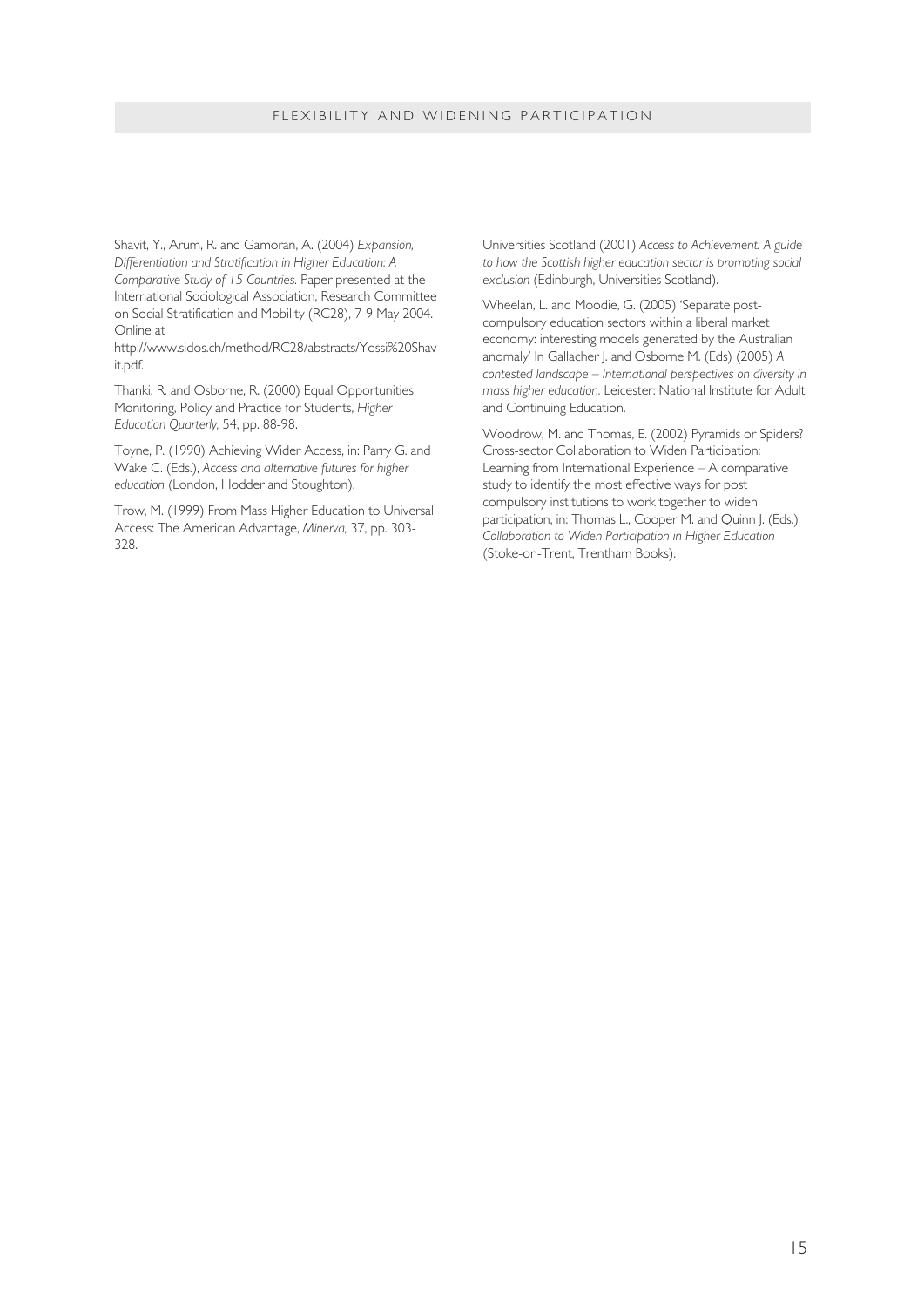Shavit, Y., Arum, R. and Gamoran, A. (2004) *Expansion, Differentiation and Stratification in Higher Education: A Comparative Study of 15 Countries.* Paper presented at the International Sociological Association, Research Committee on Social Stratification and Mobility (RC28), 7-9 May 2004. Online at http://www.sidos.ch/method/RC28/abstracts/Yossi%20Shavit.pdf.

Thanki, R. and Osborne, R. (2000) Equal Opportunities Monitoring, Policy and Practice for Students, *Higher Education Quarterly,* 54, pp. 88-98.

Toyne, P. (1990) Achieving Wider Access, in: Parry G. and Wake C. (Eds.), *Access and alternative futures for higher education* (London, Hodder and Stoughton).

Trow, M. (1999) From Mass Higher Education to Universal Access: The American Advantage, *Minerva,* 37, pp. 303-328.

Universities Scotland (2001) *Access to Achievement: A guide to how the Scottish higher education sector is promoting social exclusion* (Edinburgh, Universities Scotland).

Wheelan, L. and Moodie, G. (2005) 'Separate post-compulsory education sectors within a liberal market economy: interesting models generated by the Australian anomaly' In Gallacher J. and Osborne M. (Eds) (2005) *A contested landscape – International perspectives on diversity in mass higher education.* Leicester: National Institute for Adult and Continuing Education.

Woodrow, M. and Thomas, E. (2002) Pyramids or Spiders? Cross-sector Collaboration to Widen Participation: Learning from International Experience – A comparative study to identify the most effective ways for post compulsory institutions to work together to widen participation, in: Thomas L., Cooper M. and Quinn J. (Eds.) *Collaboration to Widen Participation in Higher Education* (Stoke-on-Trent, Trentham Books).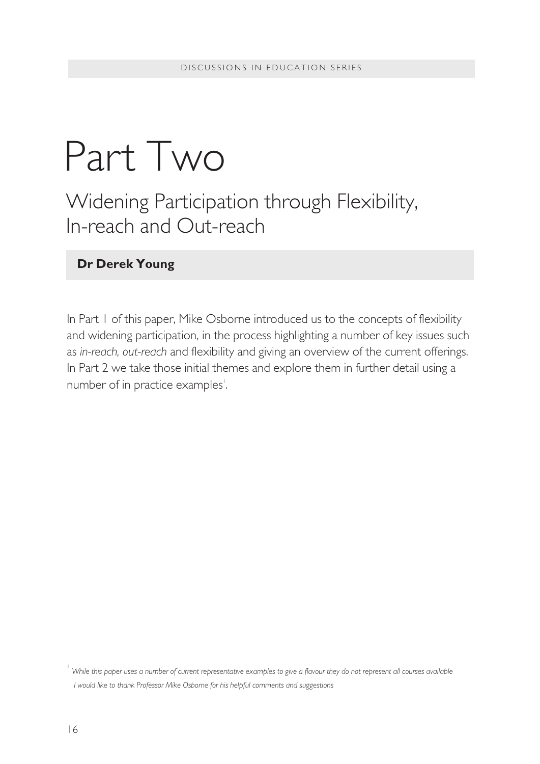# Part Two

## Widening Participation through Flexibility, In-reach and Out-reach

**Dr Derek Young**

In Part 1 of this paper, Mike Osborne introduced us to the concepts of flexibility and widening participation, in the process highlighting a number of key issues such as *in-reach, out-reach* and flexibility and giving an overview of the current offerings. In Part 2 we take those initial themes and explore them in further detail using a number of in practice examples[1].

[1] *While this paper uses a number of current representative examples to give a flavour they do not represent all courses available*
*I would like to thank Professor Mike Osborne for his helpful comments and suggestions*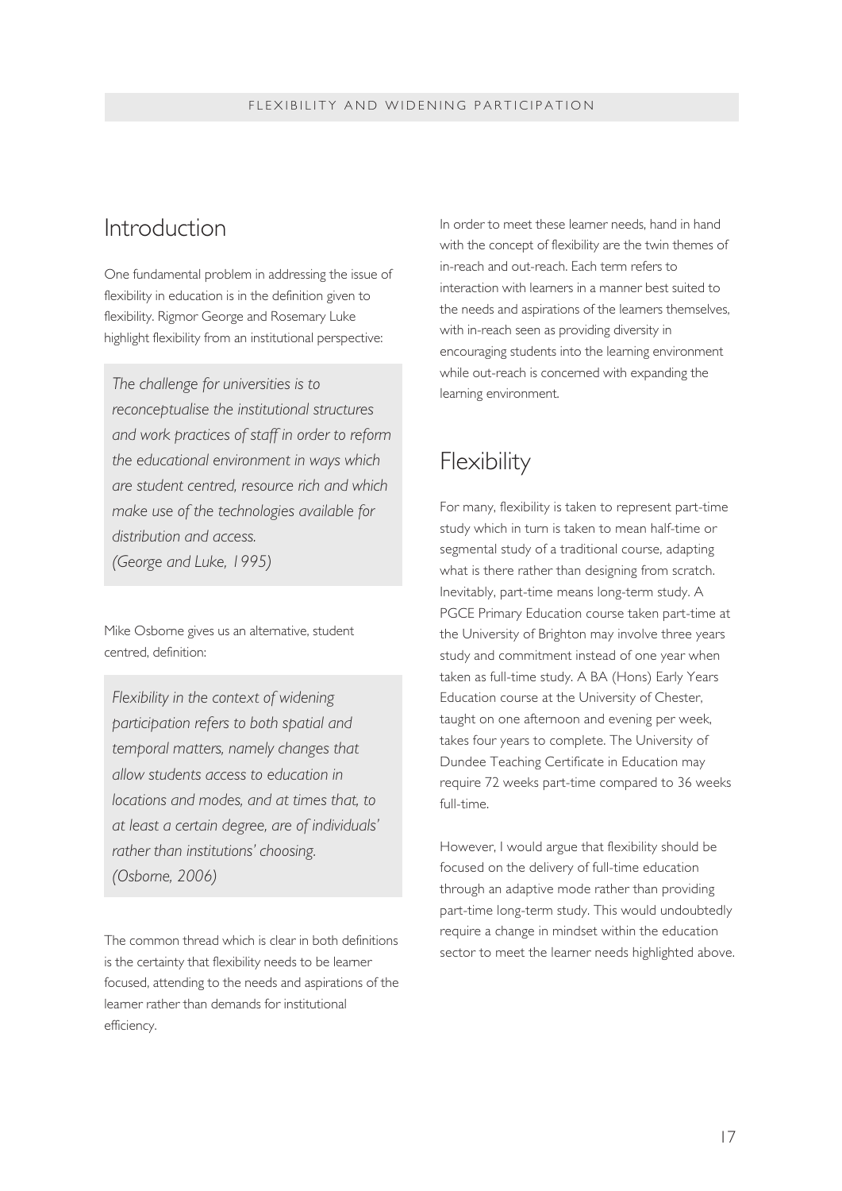## Introduction

One fundamental problem in addressing the issue of flexibility in education is in the definition given to flexibility. Rigmor George and Rosemary Luke highlight flexibility from an institutional perspective:

> *The challenge for universities is to reconceptualise the institutional structures and work practices of staff in order to reform the educational environment in ways which are student centred, resource rich and which make use of the technologies available for distribution and access.*
> *(George and Luke, 1995)*

Mike Osborne gives us an alternative, student centred, definition:

> *Flexibility in the context of widening participation refers to both spatial and temporal matters, namely changes that allow students access to education in locations and modes, and at times that, to at least a certain degree, are of individuals' rather than institutions' choosing.*
> *(Osborne, 2006)*

The common thread which is clear in both definitions is the certainty that flexibility needs to be learner focused, attending to the needs and aspirations of the learner rather than demands for institutional efficiency.

In order to meet these learner needs, hand in hand with the concept of flexibility are the twin themes of in-reach and out-reach. Each term refers to interaction with learners in a manner best suited to the needs and aspirations of the learners themselves, with in-reach seen as providing diversity in encouraging students into the learning environment while out-reach is concerned with expanding the learning environment.

## Flexibility

For many, flexibility is taken to represent part-time study which in turn is taken to mean half-time or segmental study of a traditional course, adapting what is there rather than designing from scratch. Inevitably, part-time means long-term study. A PGCE Primary Education course taken part-time at the University of Brighton may involve three years study and commitment instead of one year when taken as full-time study. A BA (Hons) Early Years Education course at the University of Chester, taught on one afternoon and evening per week, takes four years to complete. The University of Dundee Teaching Certificate in Education may require 72 weeks part-time compared to 36 weeks full-time.

However, I would argue that flexibility should be focused on the delivery of full-time education through an adaptive mode rather than providing part-time long-term study. This would undoubtedly require a change in mindset within the education sector to meet the learner needs highlighted above.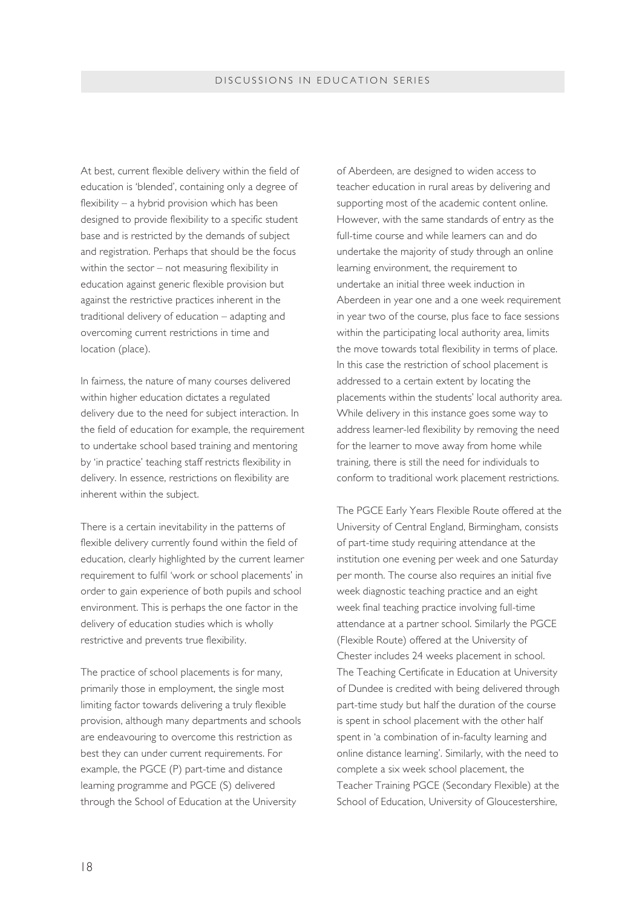At best, current flexible delivery within the field of education is 'blended', containing only a degree of flexibility – a hybrid provision which has been designed to provide flexibility to a specific student base and is restricted by the demands of subject and registration. Perhaps that should be the focus within the sector – not measuring flexibility in education against generic flexible provision but against the restrictive practices inherent in the traditional delivery of education – adapting and overcoming current restrictions in time and location (place).

In fairness, the nature of many courses delivered within higher education dictates a regulated delivery due to the need for subject interaction. In the field of education for example, the requirement to undertake school based training and mentoring by 'in practice' teaching staff restricts flexibility in delivery. In essence, restrictions on flexibility are inherent within the subject.

There is a certain inevitability in the patterns of flexible delivery currently found within the field of education, clearly highlighted by the current learner requirement to fulfil 'work or school placements' in order to gain experience of both pupils and school environment. This is perhaps the one factor in the delivery of education studies which is wholly restrictive and prevents true flexibility.

The practice of school placements is for many, primarily those in employment, the single most limiting factor towards delivering a truly flexible provision, although many departments and schools are endeavouring to overcome this restriction as best they can under current requirements. For example, the PGCE (P) part-time and distance learning programme and PGCE (S) delivered through the School of Education at the University of Aberdeen, are designed to widen access to teacher education in rural areas by delivering and supporting most of the academic content online. However, with the same standards of entry as the full-time course and while learners can and do undertake the majority of study through an online learning environment, the requirement to undertake an initial three week induction in Aberdeen in year one and a one week requirement in year two of the course, plus face to face sessions within the participating local authority area, limits the move towards total flexibility in terms of place. In this case the restriction of school placement is addressed to a certain extent by locating the placements within the students' local authority area. While delivery in this instance goes some way to address learner-led flexibility by removing the need for the learner to move away from home while training, there is still the need for individuals to conform to traditional work placement restrictions.

The PGCE Early Years Flexible Route offered at the University of Central England, Birmingham, consists of part-time study requiring attendance at the institution one evening per week and one Saturday per month. The course also requires an initial five week diagnostic teaching practice and an eight week final teaching practice involving full-time attendance at a partner school. Similarly the PGCE (Flexible Route) offered at the University of Chester includes 24 weeks placement in school. The Teaching Certificate in Education at University of Dundee is credited with being delivered through part-time study but half the duration of the course is spent in school placement with the other half spent in 'a combination of in-faculty learning and online distance learning'. Similarly, with the need to complete a six week school placement, the Teacher Training PGCE (Secondary Flexible) at the School of Education, University of Gloucestershire,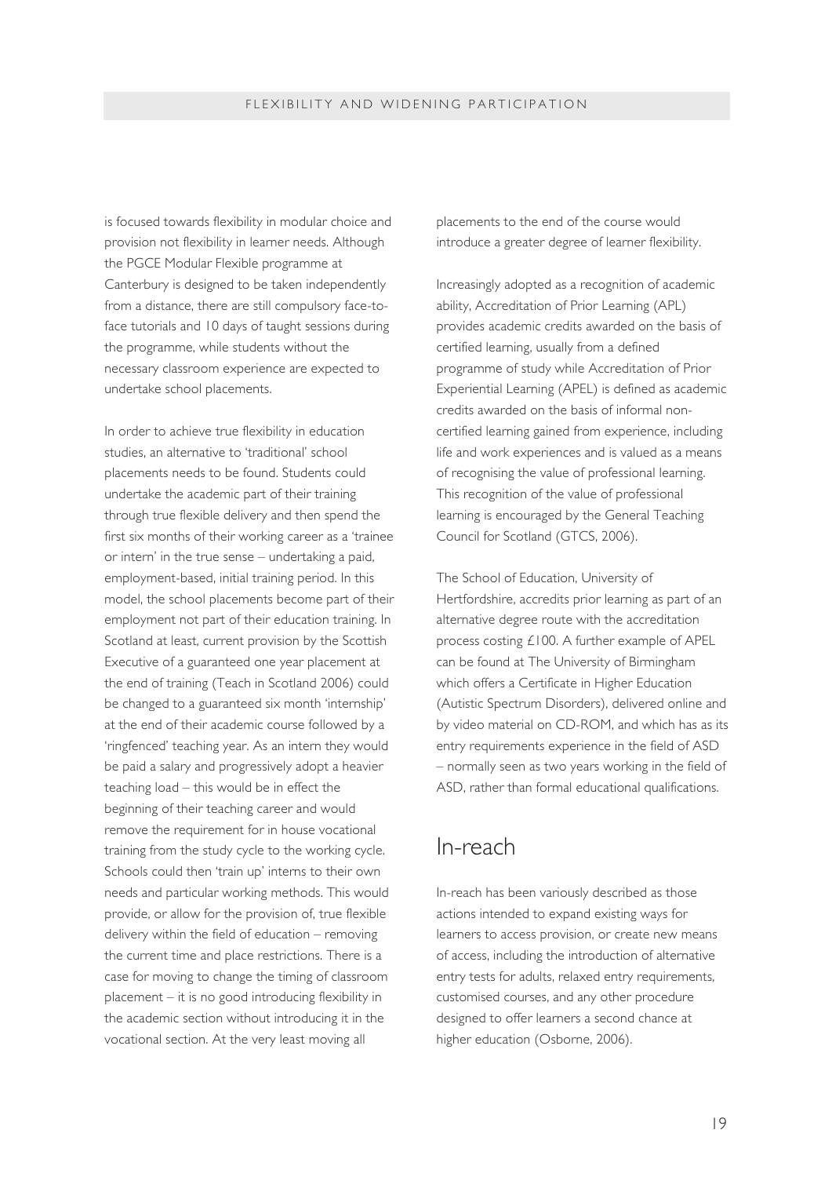is focused towards flexibility in modular choice and provision not flexibility in learner needs. Although the PGCE Modular Flexible programme at Canterbury is designed to be taken independently from a distance, there are still compulsory face-to-face tutorials and 10 days of taught sessions during the programme, while students without the necessary classroom experience are expected to undertake school placements.

In order to achieve true flexibility in education studies, an alternative to 'traditional' school placements needs to be found. Students could undertake the academic part of their training through true flexible delivery and then spend the first six months of their working career as a 'trainee or intern' in the true sense – undertaking a paid, employment-based, initial training period. In this model, the school placements become part of their employment not part of their education training. In Scotland at least, current provision by the Scottish Executive of a guaranteed one year placement at the end of training (Teach in Scotland 2006) could be changed to a guaranteed six month 'internship' at the end of their academic course followed by a 'ringfenced' teaching year. As an intern they would be paid a salary and progressively adopt a heavier teaching load – this would be in effect the beginning of their teaching career and would remove the requirement for in house vocational training from the study cycle to the working cycle. Schools could then 'train up' interns to their own needs and particular working methods. This would provide, or allow for the provision of, true flexible delivery within the field of education – removing the current time and place restrictions. There is a case for moving to change the timing of classroom placement – it is no good introducing flexibility in the academic section without introducing it in the vocational section. At the very least moving all placements to the end of the course would introduce a greater degree of learner flexibility.

Increasingly adopted as a recognition of academic ability, Accreditation of Prior Learning (APL) provides academic credits awarded on the basis of certified learning, usually from a defined programme of study while Accreditation of Prior Experiential Learning (APEL) is defined as academic credits awarded on the basis of informal non-certified learning gained from experience, including life and work experiences and is valued as a means of recognising the value of professional learning. This recognition of the value of professional learning is encouraged by the General Teaching Council for Scotland (GTCS, 2006).

The School of Education, University of Hertfordshire, accredits prior learning as part of an alternative degree route with the accreditation process costing £100. A further example of APEL can be found at The University of Birmingham which offers a Certificate in Higher Education (Autistic Spectrum Disorders), delivered online and by video material on CD-ROM, and which has as its entry requirements experience in the field of ASD – normally seen as two years working in the field of ASD, rather than formal educational qualifications.

## In-reach

In-reach has been variously described as those actions intended to expand existing ways for learners to access provision, or create new means of access, including the introduction of alternative entry tests for adults, relaxed entry requirements, customised courses, and any other procedure designed to offer learners a second chance at higher education (Osborne, 2006).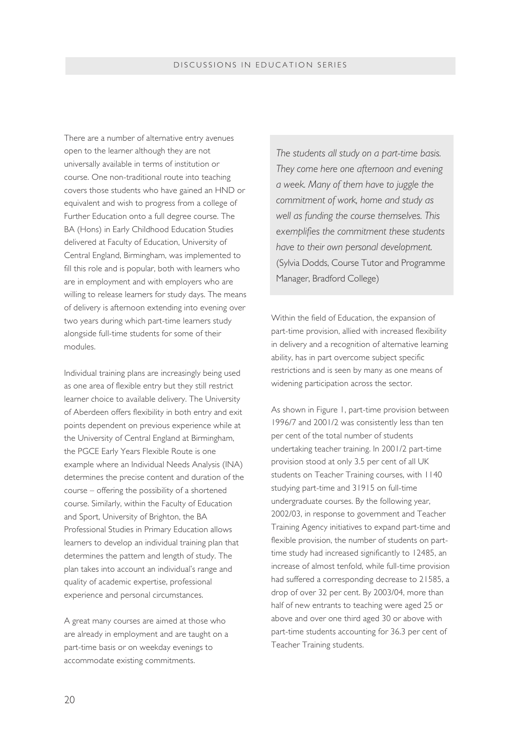There are a number of alternative entry avenues open to the learner although they are not universally available in terms of institution or course. One non-traditional route into teaching covers those students who have gained an HND or equivalent and wish to progress from a college of Further Education onto a full degree course. The BA (Hons) in Early Childhood Education Studies delivered at Faculty of Education, University of Central England, Birmingham, was implemented to fill this role and is popular, both with learners who are in employment and with employers who are willing to release learners for study days. The means of delivery is afternoon extending into evening over two years during which part-time learners study alongside full-time students for some of their modules.

Individual training plans are increasingly being used as one area of flexible entry but they still restrict learner choice to available delivery. The University of Aberdeen offers flexibility in both entry and exit points dependent on previous experience while at the University of Central England at Birmingham, the PGCE Early Years Flexible Route is one example where an Individual Needs Analysis (INA) determines the precise content and duration of the course – offering the possibility of a shortened course. Similarly, within the Faculty of Education and Sport, University of Brighton, the BA Professional Studies in Primary Education allows learners to develop an individual training plan that determines the pattern and length of study. The plan takes into account an individual's range and quality of academic expertise, professional experience and personal circumstances.

A great many courses are aimed at those who are already in employment and are taught on a part-time basis or on weekday evenings to accommodate existing commitments.

> *The students all study on a part-time basis. They come here one afternoon and evening a week. Many of them have to juggle the commitment of work, home and study as well as funding the course themselves. This exemplifies the commitment these students have to their own personal development.*
> (Sylvia Dodds, Course Tutor and Programme Manager, Bradford College)

Within the field of Education, the expansion of part-time provision, allied with increased flexibility in delivery and a recognition of alternative learning ability, has in part overcome subject specific restrictions and is seen by many as one means of widening participation across the sector.

As shown in Figure 1, part-time provision between 1996/7 and 2001/2 was consistently less than ten per cent of the total number of students undertaking teacher training. In 2001/2 part-time provision stood at only 3.5 per cent of all UK students on Teacher Training courses, with 1140 studying part-time and 31915 on full-time undergraduate courses. By the following year, 2002/03, in response to government and Teacher Training Agency initiatives to expand part-time and flexible provision, the number of students on part-time study had increased significantly to 12485, an increase of almost tenfold, while full-time provision had suffered a corresponding decrease to 21585, a drop of over 32 per cent. By 2003/04, more than half of new entrants to teaching were aged 25 or above and over one third aged 30 or above with part-time students accounting for 36.3 per cent of Teacher Training students.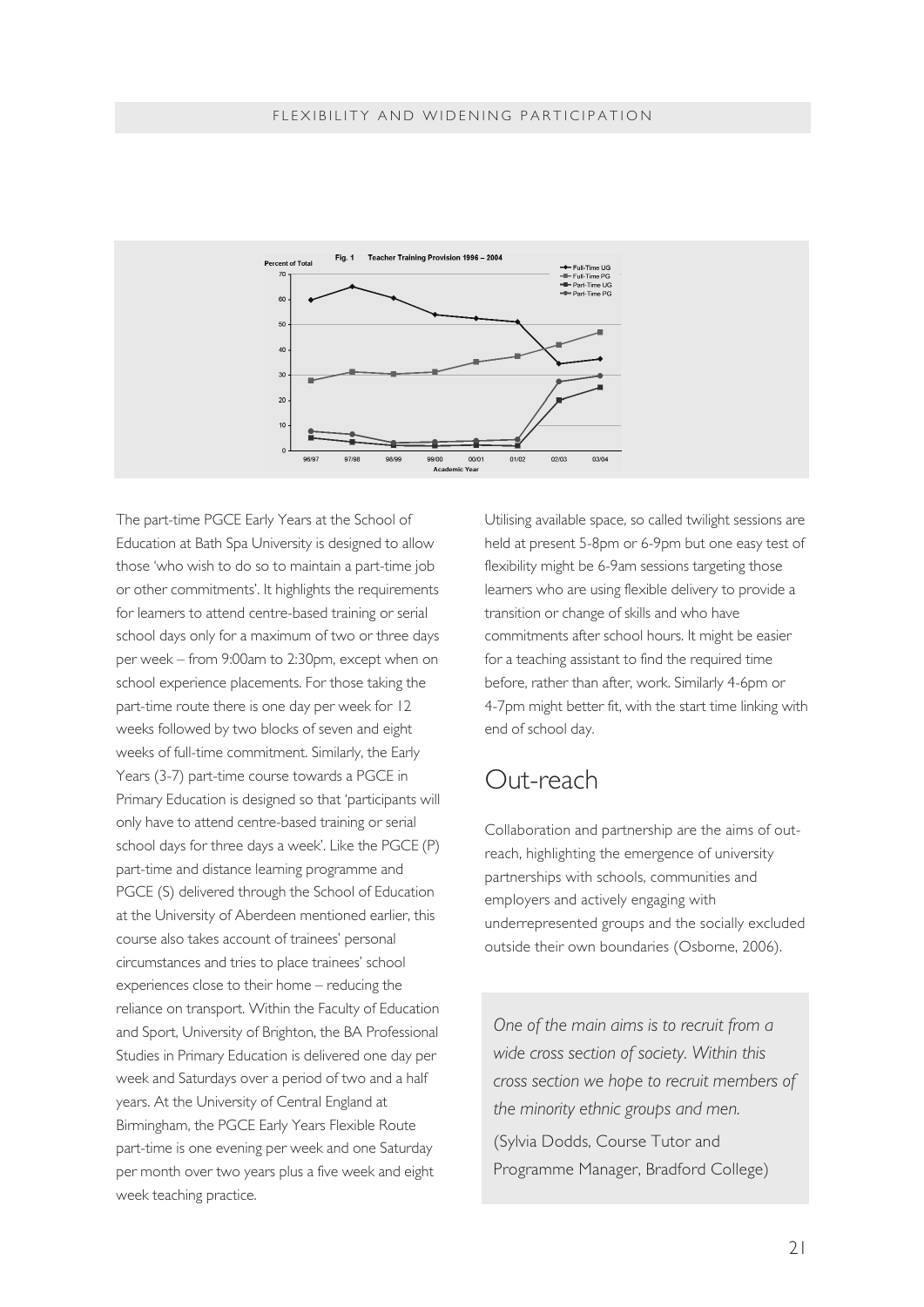Fig. 1 Teacher Training Provision 1996 – 2004

The part-time PGCE Early Years at the School of Education at Bath Spa University is designed to allow those 'who wish to do so to maintain a part-time job or other commitments'. It highlights the requirements for learners to attend centre-based training or serial school days only for a maximum of two or three days per week – from 9:00am to 2:30pm, except when on school experience placements. For those taking the part-time route there is one day per week for 12 weeks followed by two blocks of seven and eight weeks of full-time commitment. Similarly, the Early Years (3-7) part-time course towards a PGCE in Primary Education is designed so that 'participants will only have to attend centre-based training or serial school days for three days a week'. Like the PGCE (P) part-time and distance learning programme and PGCE (S) delivered through the School of Education at the University of Aberdeen mentioned earlier, this course also takes account of trainees' personal circumstances and tries to place trainees' school experiences close to their home – reducing the reliance on transport. Within the Faculty of Education and Sport, University of Brighton, the BA Professional Studies in Primary Education is delivered one day per week and Saturdays over a period of two and a half years. At the University of Central England at Birmingham, the PGCE Early Years Flexible Route part-time is one evening per week and one Saturday per month over two years plus a five week and eight week teaching practice.

Utilising available space, so called twilight sessions are held at present 5-8pm or 6-9pm but one easy test of flexibility might be 6-9am sessions targeting those learners who are using flexible delivery to provide a transition or change of skills and who have commitments after school hours. It might be easier for a teaching assistant to find the required time before, rather than after, work. Similarly 4-6pm or 4-7pm might better fit, with the start time linking with end of school day.

## Out-reach

Collaboration and partnership are the aims of out-reach, highlighting the emergence of university partnerships with schools, communities and employers and actively engaging with underrepresented groups and the socially excluded outside their own boundaries (Osborne, 2006).

> *One of the main aims is to recruit from a wide cross section of society. Within this cross section we hope to recruit members of the minority ethnic groups and men.*
>
> (Sylvia Dodds, Course Tutor and Programme Manager, Bradford College)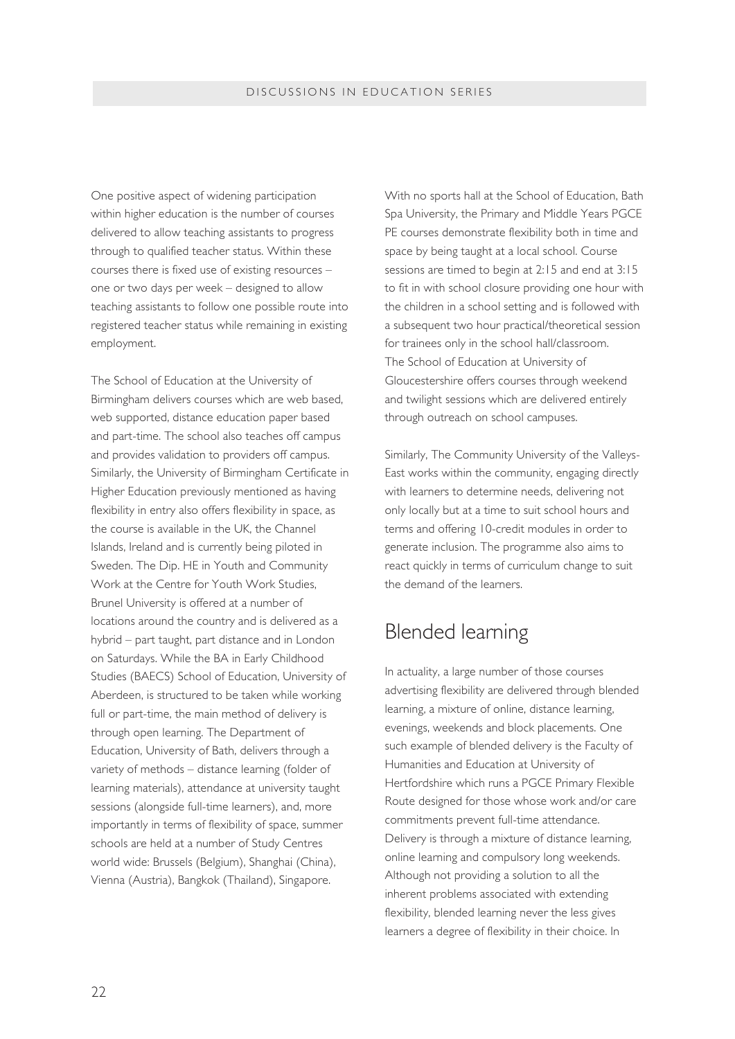One positive aspect of widening participation within higher education is the number of courses delivered to allow teaching assistants to progress through to qualified teacher status. Within these courses there is fixed use of existing resources – one or two days per week – designed to allow teaching assistants to follow one possible route into registered teacher status while remaining in existing employment.

The School of Education at the University of Birmingham delivers courses which are web based, web supported, distance education paper based and part-time. The school also teaches off campus and provides validation to providers off campus. Similarly, the University of Birmingham Certificate in Higher Education previously mentioned as having flexibility in entry also offers flexibility in space, as the course is available in the UK, the Channel Islands, Ireland and is currently being piloted in Sweden. The Dip. HE in Youth and Community Work at the Centre for Youth Work Studies, Brunel University is offered at a number of locations around the country and is delivered as a hybrid – part taught, part distance and in London on Saturdays. While the BA in Early Childhood Studies (BAECS) School of Education, University of Aberdeen, is structured to be taken while working full or part-time, the main method of delivery is through open learning. The Department of Education, University of Bath, delivers through a variety of methods – distance learning (folder of learning materials), attendance at university taught sessions (alongside full-time learners), and, more importantly in terms of flexibility of space, summer schools are held at a number of Study Centres world wide: Brussels (Belgium), Shanghai (China), Vienna (Austria), Bangkok (Thailand), Singapore.

With no sports hall at the School of Education, Bath Spa University, the Primary and Middle Years PGCE PE courses demonstrate flexibility both in time and space by being taught at a local school. Course sessions are timed to begin at 2:15 and end at 3:15 to fit in with school closure providing one hour with the children in a school setting and is followed with a subsequent two hour practical/theoretical session for trainees only in the school hall/classroom. The School of Education at University of Gloucestershire offers courses through weekend and twilight sessions which are delivered entirely through outreach on school campuses.

Similarly, The Community University of the Valleys-East works within the community, engaging directly with learners to determine needs, delivering not only locally but at a time to suit school hours and terms and offering 10-credit modules in order to generate inclusion. The programme also aims to react quickly in terms of curriculum change to suit the demand of the learners.

## Blended learning

In actuality, a large number of those courses advertising flexibility are delivered through blended learning, a mixture of online, distance learning, evenings, weekends and block placements. One such example of blended delivery is the Faculty of Humanities and Education at University of Hertfordshire which runs a PGCE Primary Flexible Route designed for those whose work and/or care commitments prevent full-time attendance. Delivery is through a mixture of distance learning, online learning and compulsory long weekends. Although not providing a solution to all the inherent problems associated with extending flexibility, blended learning never the less gives learners a degree of flexibility in their choice. In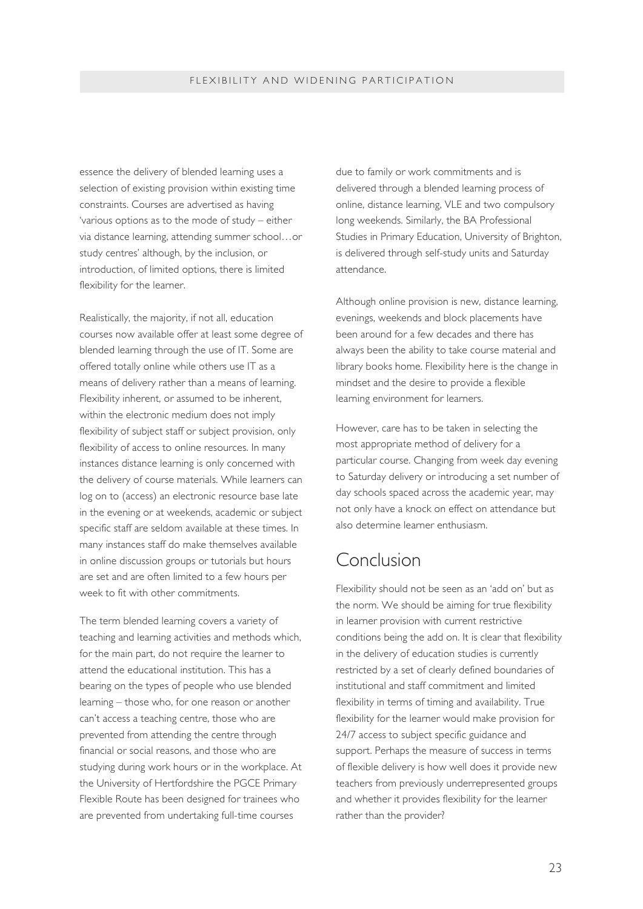essence the delivery of blended learning uses a selection of existing provision within existing time constraints. Courses are advertised as having 'various options as to the mode of study – either via distance learning, attending summer school…or study centres' although, by the inclusion, or introduction, of limited options, there is limited flexibility for the learner.

Realistically, the majority, if not all, education courses now available offer at least some degree of blended learning through the use of IT. Some are offered totally online while others use IT as a means of delivery rather than a means of learning. Flexibility inherent, or assumed to be inherent, within the electronic medium does not imply flexibility of subject staff or subject provision, only flexibility of access to online resources. In many instances distance learning is only concerned with the delivery of course materials. While learners can log on to (access) an electronic resource base late in the evening or at weekends, academic or subject specific staff are seldom available at these times. In many instances staff do make themselves available in online discussion groups or tutorials but hours are set and are often limited to a few hours per week to fit with other commitments.

The term blended learning covers a variety of teaching and learning activities and methods which, for the main part, do not require the learner to attend the educational institution. This has a bearing on the types of people who use blended learning – those who, for one reason or another can't access a teaching centre, those who are prevented from attending the centre through financial or social reasons, and those who are studying during work hours or in the workplace. At the University of Hertfordshire the PGCE Primary Flexible Route has been designed for trainees who are prevented from undertaking full-time courses due to family or work commitments and is delivered through a blended learning process of online, distance learning, VLE and two compulsory long weekends. Similarly, the BA Professional Studies in Primary Education, University of Brighton, is delivered through self-study units and Saturday attendance.

Although online provision is new, distance learning, evenings, weekends and block placements have been around for a few decades and there has always been the ability to take course material and library books home. Flexibility here is the change in mindset and the desire to provide a flexible learning environment for learners.

However, care has to be taken in selecting the most appropriate method of delivery for a particular course. Changing from week day evening to Saturday delivery or introducing a set number of day schools spaced across the academic year, may not only have a knock on effect on attendance but also determine learner enthusiasm.

## Conclusion

Flexibility should not be seen as an 'add on' but as the norm. We should be aiming for true flexibility in learner provision with current restrictive conditions being the add on. It is clear that flexibility in the delivery of education studies is currently restricted by a set of clearly defined boundaries of institutional and staff commitment and limited flexibility in terms of timing and availability. True flexibility for the learner would make provision for 24/7 access to subject specific guidance and support. Perhaps the measure of success in terms of flexible delivery is how well does it provide new teachers from previously underrepresented groups and whether it provides flexibility for the learner rather than the provider?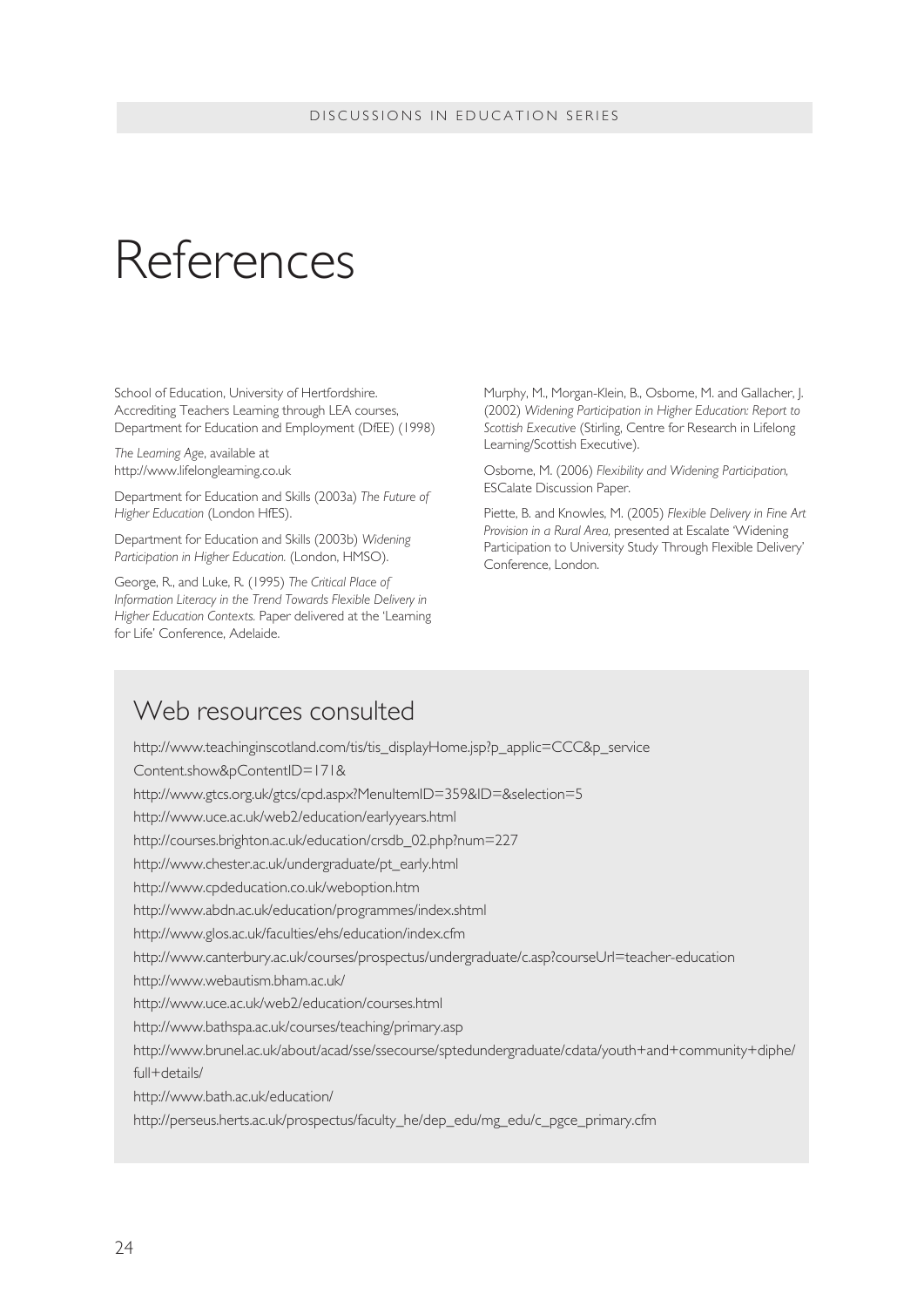# References

School of Education, University of Hertfordshire. Accrediting Teachers Learning through LEA courses, Department for Education and Employment (DfEE) (1998)

*The Learning Age*, available at http://www.lifelonglearning.co.uk

Department for Education and Skills (2003a) *The Future of Higher Education* (London HfES).

Department for Education and Skills (2003b) *Widening Participation in Higher Education.* (London, HMSO).

George, R., and Luke, R. (1995) *The Critical Place of Information Literacy in the Trend Towards Flexible Delivery in Higher Education Contexts.* Paper delivered at the 'Learning for Life' Conference, Adelaide.

Murphy, M., Morgan-Klein, B., Osborne, M. and Gallacher, J. (2002) *Widening Participation in Higher Education: Report to Scottish Executive* (Stirling, Centre for Research in Lifelong Learning/Scottish Executive).

Osborne, M. (2006) *Flexibility and Widening Participation,* ESCalate Discussion Paper.

Piette, B. and Knowles, M. (2005) *Flexible Delivery in Fine Art Provision in a Rural Area,* presented at Escalate 'Widening Participation to University Study Through Flexible Delivery' Conference, London.

## Web resources consulted

http://www.teachinginscotland.com/tis/tis_displayHome.jsp?p_applic=CCC&p_service Content.show&pContentID=171&

http://www.gtcs.org.uk/gtcs/cpd.aspx?MenuItemID=359&ID=&selection=5

http://www.uce.ac.uk/web2/education/earlyyears.html

http://courses.brighton.ac.uk/education/crsdb_02.php?num=227

http://www.chester.ac.uk/undergraduate/pt_early.html

http://www.cpdeducation.co.uk/weboption.htm

http://www.abdn.ac.uk/education/programmes/index.shtml

http://www.glos.ac.uk/faculties/ehs/education/index.cfm

http://www.canterbury.ac.uk/courses/prospectus/undergraduate/c.asp?courseUrl=teacher-education

http://www.webautism.bham.ac.uk/

http://www.uce.ac.uk/web2/education/courses.html

http://www.bathspa.ac.uk/courses/teaching/primary.asp

http://www.brunel.ac.uk/about/acad/sse/ssecourse/sptedundergraduate/cdata/youth+and+community+diphe/full+details/

http://www.bath.ac.uk/education/

http://perseus.herts.ac.uk/prospectus/faculty_he/dep_edu/mg_edu/c_pgce_primary.cfm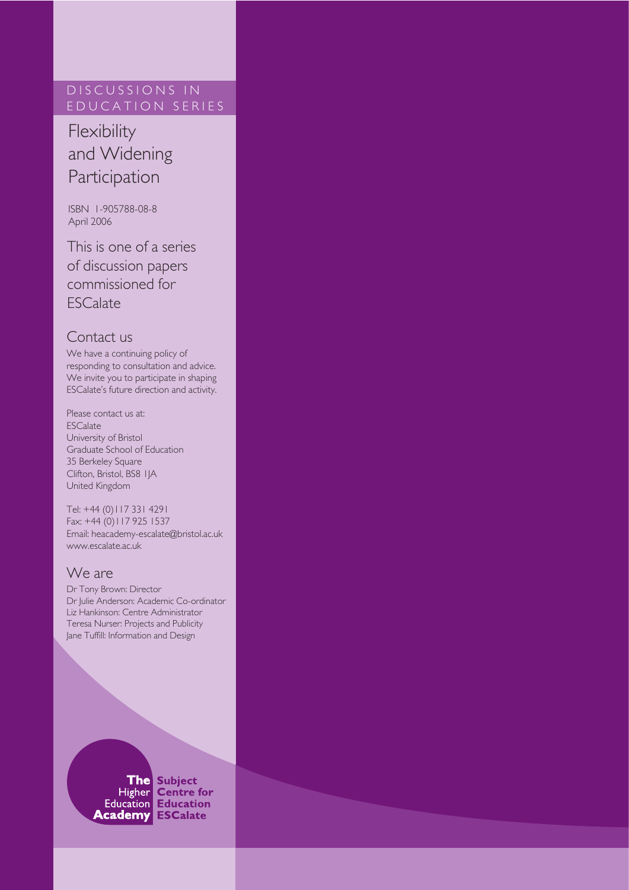DISCUSSIONS IN EDUCATION SERIES

# Flexibility and Widening Participation

ISBN 1-905788-08-8
April 2006

This is one of a series of discussion papers commissioned for ESCalate

## Contact us

We have a continuing policy of responding to consultation and advice. We invite you to participate in shaping ESCalate's future direction and activity.

Please contact us at:
ESCalate
University of Bristol
Graduate School of Education
35 Berkeley Square
Clifton, Bristol, BS8 1JA
United Kingdom

Tel: +44 (0)117 331 4291
Fax: +44 (0)117 925 1537
Email: heacademy-escalate@bristol.ac.uk
www.escalate.ac.uk

## We are

Dr Tony Brown: Director
Dr Julie Anderson: Academic Co-ordinator
Liz Hankinson: Centre Administrator
Teresa Nurser: Projects and Publicity
Jane Tuffill: Information and Design

The Higher Education Academy
Subject Centre for Education ESCalate